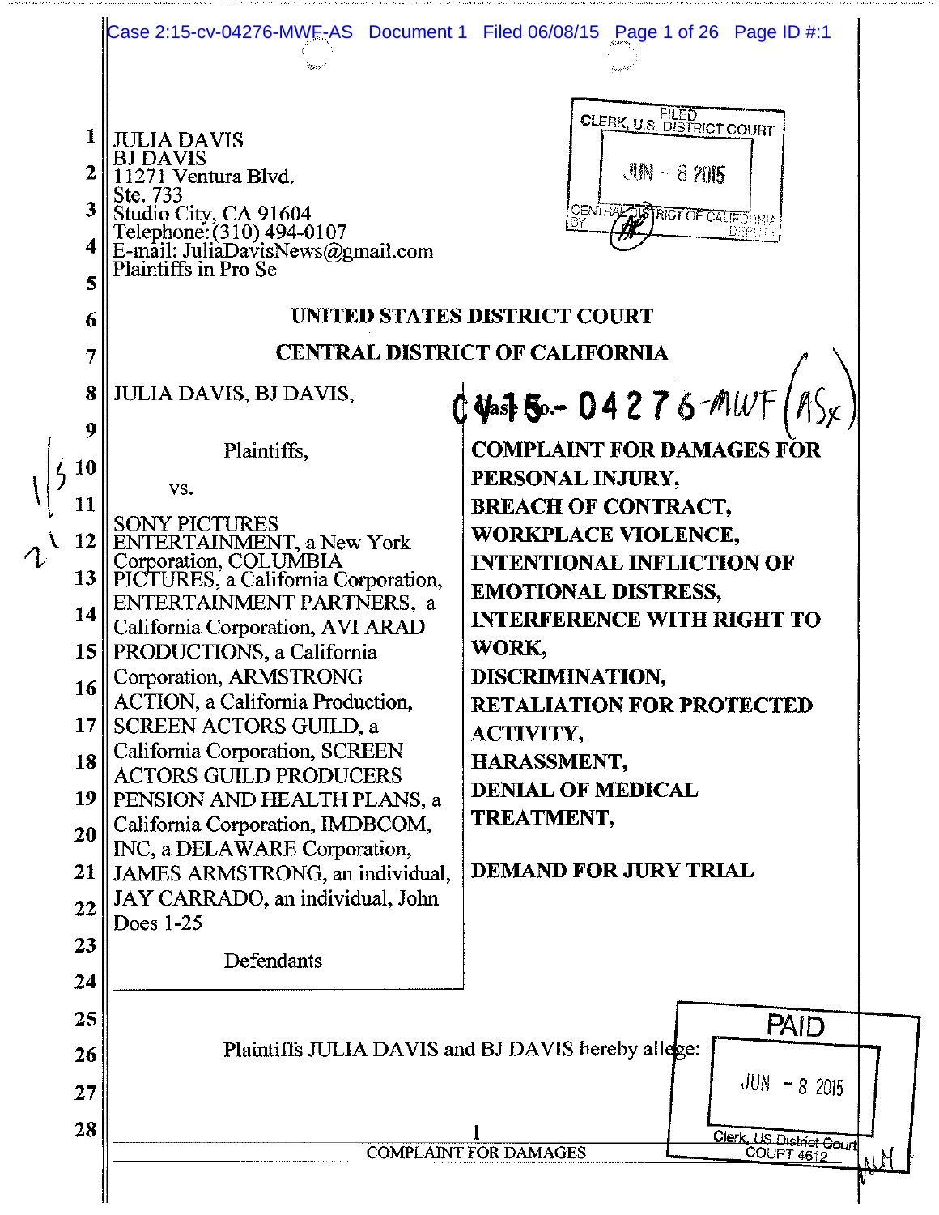JULIA DAVIS
BJ DAVIS
11271 Ventura Blvd.
Ste. 733
Studio City, CA 91604
Telephone: (310) 494-0107
E-mail: JuliaDavisNews@gmail.com
Plaintiffs in Pro Se

FILED
CLERK, U.S. DISTRICT COURT
JUN - 8 2015
CENTRAL DISTRICT OF CALIFORNIA
BY DEPUTY

**UNITED STATES DISTRICT COURT**

**CENTRAL DISTRICT OF CALIFORNIA**

JULIA DAVIS, BJ DAVIS,

Plaintiffs,

vs.

SONY PICTURES ENTERTAINMENT, a New York Corporation, COLUMBIA PICTURES, a California Corporation, ENTERTAINMENT PARTNERS, a California Corporation, AVI ARAD PRODUCTIONS, a California Corporation, ARMSTRONG ACTION, a California Production, SCREEN ACTORS GUILD, a California Corporation, SCREEN ACTORS GUILD PRODUCERS PENSION AND HEALTH PLANS, a California Corporation, IMDBCOM, INC, a DELAWARE Corporation, JAMES ARMSTRONG, an individual, JAY CARRADO, an individual, John Does 1-25

Defendants

Case No.: CV15-04276-MWF (ASx)

**COMPLAINT FOR DAMAGES FOR PERSONAL INJURY,**
**BREACH OF CONTRACT,**
**WORKPLACE VIOLENCE,**
**INTENTIONAL INFLICTION OF EMOTIONAL DISTRESS,**
**INTERFERENCE WITH RIGHT TO WORK,**
**DISCRIMINATION,**
**RETALIATION FOR PROTECTED ACTIVITY,**
**HARASSMENT,**
**DENIAL OF MEDICAL TREATMENT,**

**DEMAND FOR JURY TRIAL**

Plaintiffs JULIA DAVIS and BJ DAVIS hereby allege:

PAID
JUN - 8 2015
Clerk, US District Court
COURT 4612

COMPLAINT FOR DAMAGES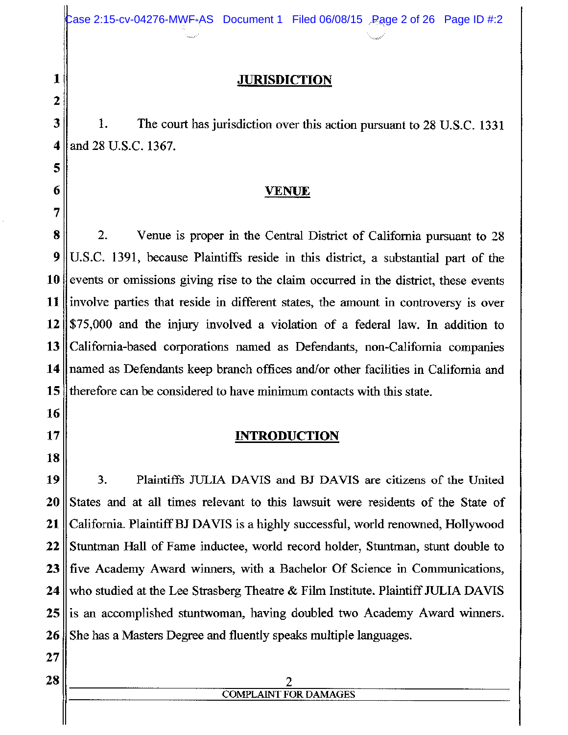## JURISDICTION

1. The court has jurisdiction over this action pursuant to 28 U.S.C. 1331 and 28 U.S.C. 1367.

## VENUE

2. Venue is proper in the Central District of California pursuant to 28 U.S.C. 1391, because Plaintiffs reside in this district, a substantial part of the events or omissions giving rise to the claim occurred in the district, these events involve parties that reside in different states, the amount in controversy is over $75,000 and the injury involved a violation of a federal law. In addition to California-based corporations named as Defendants, non-California companies named as Defendants keep branch offices and/or other facilities in California and therefore can be considered to have minimum contacts with this state.

## INTRODUCTION

3. Plaintiffs JULIA DAVIS and BJ DAVIS are citizens of the United States and at all times relevant to this lawsuit were residents of the State of California. Plaintiff BJ DAVIS is a highly successful, world renowned, Hollywood Stuntman Hall of Fame inductee, world record holder, Stuntman, stunt double to five Academy Award winners, with a Bachelor Of Science in Communications, who studied at the Lee Strasberg Theatre & Film Institute. Plaintiff JULIA DAVIS is an accomplished stuntwoman, having doubled two Academy Award winners. She has a Masters Degree and fluently speaks multiple languages.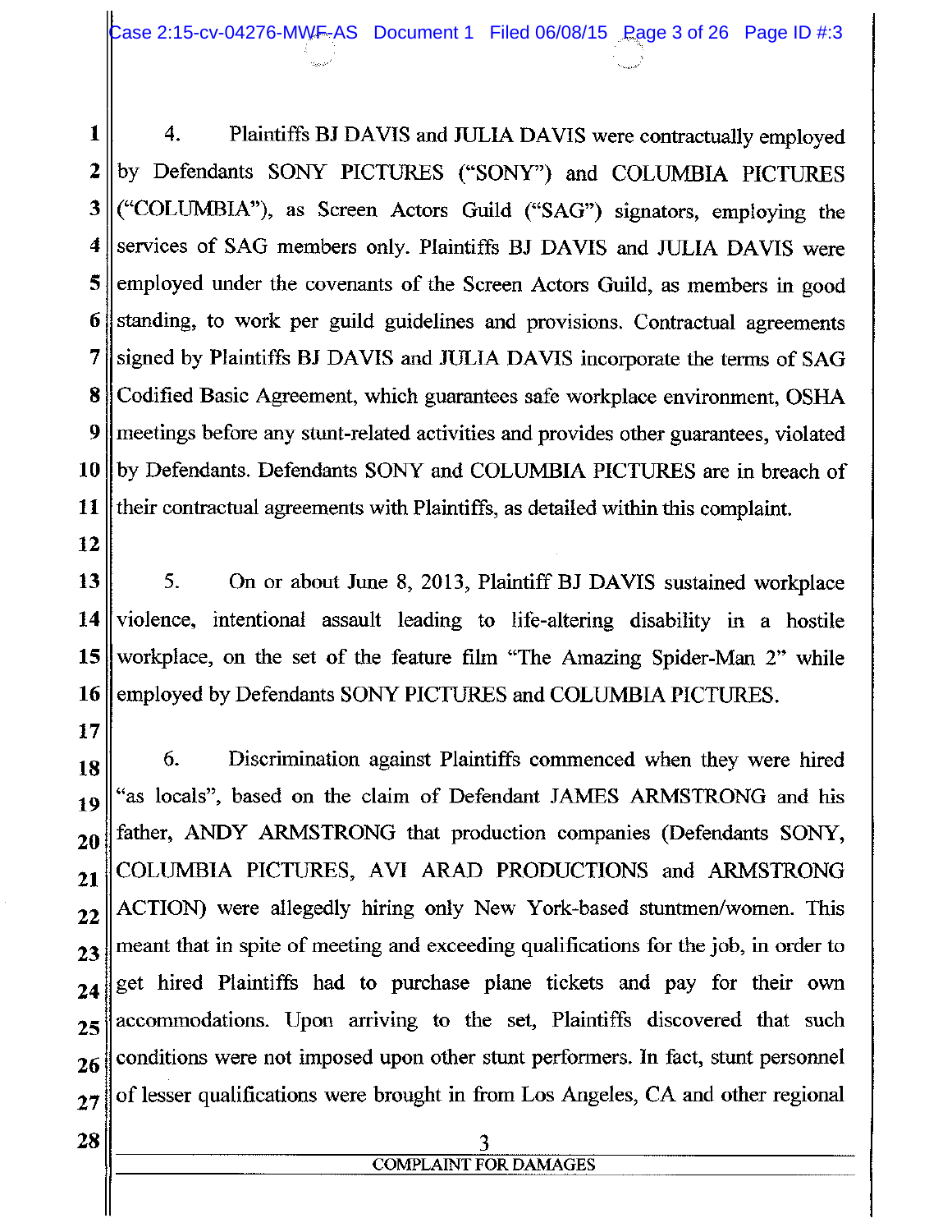4. Plaintiffs BJ DAVIS and JULIA DAVIS were contractually employed by Defendants SONY PICTURES ("SONY") and COLUMBIA PICTURES ("COLUMBIA"), as Screen Actors Guild ("SAG") signators, employing the services of SAG members only. Plaintiffs BJ DAVIS and JULIA DAVIS were employed under the covenants of the Screen Actors Guild, as members in good standing, to work per guild guidelines and provisions. Contractual agreements signed by Plaintiffs BJ DAVIS and JULIA DAVIS incorporate the terms of SAG Codified Basic Agreement, which guarantees safe workplace environment, OSHA meetings before any stunt-related activities and provides other guarantees, violated by Defendants. Defendants SONY and COLUMBIA PICTURES are in breach of their contractual agreements with Plaintiffs, as detailed within this complaint.

5. On or about June 8, 2013, Plaintiff BJ DAVIS sustained workplace violence, intentional assault leading to life-altering disability in a hostile workplace, on the set of the feature film "The Amazing Spider-Man 2" while employed by Defendants SONY PICTURES and COLUMBIA PICTURES.

6. Discrimination against Plaintiffs commenced when they were hired "as locals", based on the claim of Defendant JAMES ARMSTRONG and his father, ANDY ARMSTRONG that production companies (Defendants SONY, COLUMBIA PICTURES, AVI ARAD PRODUCTIONS and ARMSTRONG ACTION) were allegedly hiring only New York-based stuntmen/women. This meant that in spite of meeting and exceeding qualifications for the job, in order to get hired Plaintiffs had to purchase plane tickets and pay for their own accommodations. Upon arriving to the set, Plaintiffs discovered that such conditions were not imposed upon other stunt performers. In fact, stunt personnel of lesser qualifications were brought in from Los Angeles, CA and other regional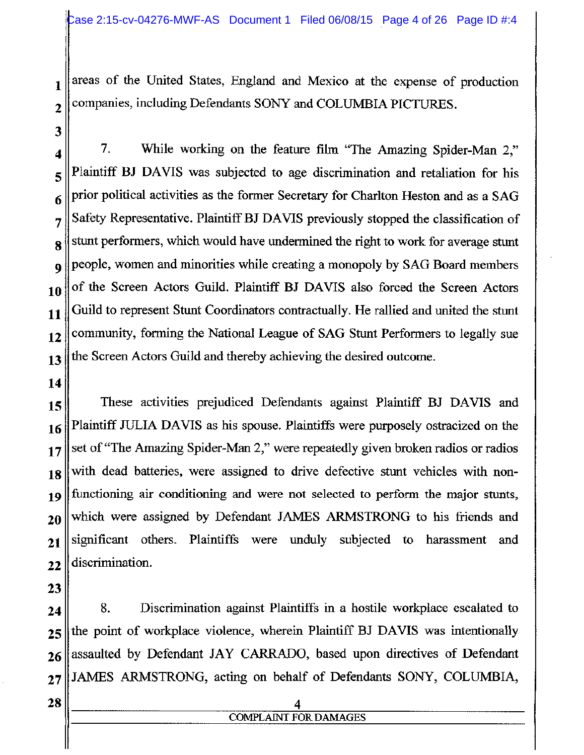areas of the United States, England and Mexico at the expense of production companies, including Defendants SONY and COLUMBIA PICTURES.

7. While working on the feature film "The Amazing Spider-Man 2," Plaintiff BJ DAVIS was subjected to age discrimination and retaliation for his prior political activities as the former Secretary for Charlton Heston and as a SAG Safety Representative. Plaintiff BJ DAVIS previously stopped the classification of stunt performers, which would have undermined the right to work for average stunt people, women and minorities while creating a monopoly by SAG Board members of the Screen Actors Guild. Plaintiff BJ DAVIS also forced the Screen Actors Guild to represent Stunt Coordinators contractually. He rallied and united the stunt community, forming the National League of SAG Stunt Performers to legally sue the Screen Actors Guild and thereby achieving the desired outcome.

These activities prejudiced Defendants against Plaintiff BJ DAVIS and Plaintiff JULIA DAVIS as his spouse. Plaintiffs were purposely ostracized on the set of "The Amazing Spider-Man 2," were repeatedly given broken radios or radios with dead batteries, were assigned to drive defective stunt vehicles with non-functioning air conditioning and were not selected to perform the major stunts, which were assigned by Defendant JAMES ARMSTRONG to his friends and significant others. Plaintiffs were unduly subjected to harassment and discrimination.

8. Discrimination against Plaintiffs in a hostile workplace escalated to the point of workplace violence, wherein Plaintiff BJ DAVIS was intentionally assaulted by Defendant JAY CARRADO, based upon directives of Defendant JAMES ARMSTRONG, acting on behalf of Defendants SONY, COLUMBIA,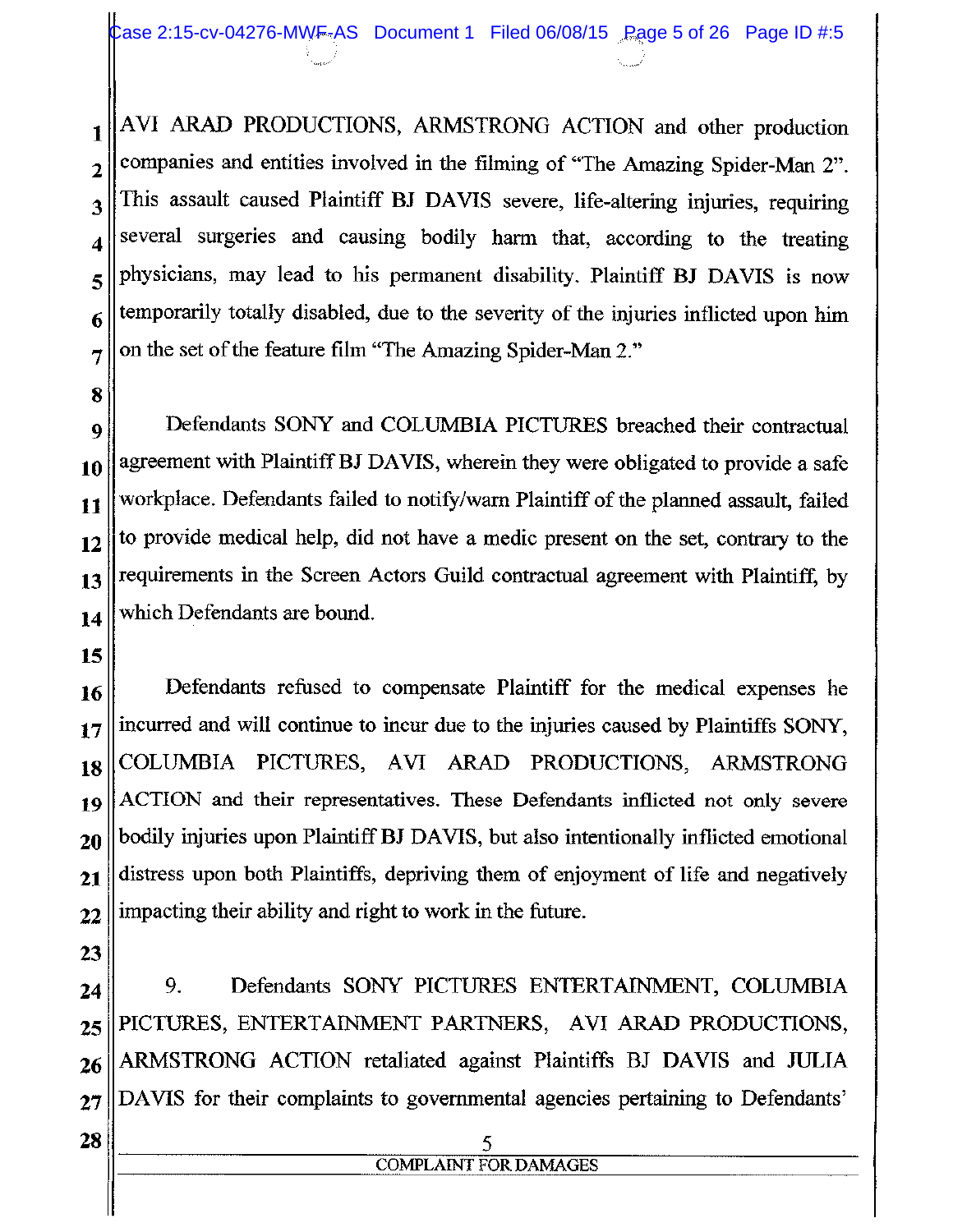AVI ARAD PRODUCTIONS, ARMSTRONG ACTION and other production companies and entities involved in the filming of "The Amazing Spider-Man 2". This assault caused Plaintiff BJ DAVIS severe, life-altering injuries, requiring several surgeries and causing bodily harm that, according to the treating physicians, may lead to his permanent disability. Plaintiff BJ DAVIS is now temporarily totally disabled, due to the severity of the injuries inflicted upon him on the set of the feature film "The Amazing Spider-Man 2."

Defendants SONY and COLUMBIA PICTURES breached their contractual agreement with Plaintiff BJ DAVIS, wherein they were obligated to provide a safe workplace. Defendants failed to notify/warn Plaintiff of the planned assault, failed to provide medical help, did not have a medic present on the set, contrary to the requirements in the Screen Actors Guild contractual agreement with Plaintiff, by which Defendants are bound.

Defendants refused to compensate Plaintiff for the medical expenses he incurred and will continue to incur due to the injuries caused by Plaintiffs SONY, COLUMBIA PICTURES, AVI ARAD PRODUCTIONS, ARMSTRONG ACTION and their representatives. These Defendants inflicted not only severe bodily injuries upon Plaintiff BJ DAVIS, but also intentionally inflicted emotional distress upon both Plaintiffs, depriving them of enjoyment of life and negatively impacting their ability and right to work in the future.

9. Defendants SONY PICTURES ENTERTAINMENT, COLUMBIA PICTURES, ENTERTAINMENT PARTNERS, AVI ARAD PRODUCTIONS, ARMSTRONG ACTION retaliated against Plaintiffs BJ DAVIS and JULIA DAVIS for their complaints to governmental agencies pertaining to Defendants'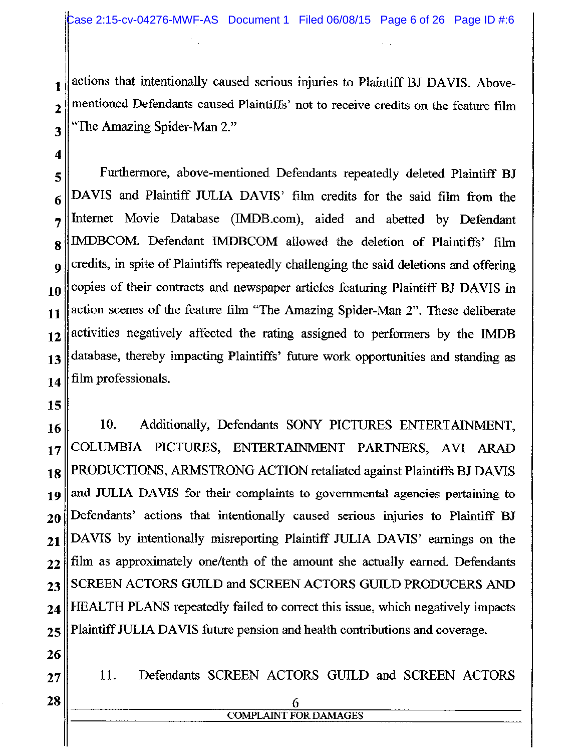actions that intentionally caused serious injuries to Plaintiff BJ DAVIS. Above-mentioned Defendants caused Plaintiffs' not to receive credits on the feature film "The Amazing Spider-Man 2."

Furthermore, above-mentioned Defendants repeatedly deleted Plaintiff BJ DAVIS and Plaintiff JULIA DAVIS' film credits for the said film from the Internet Movie Database (IMDB.com), aided and abetted by Defendant IMDBCOM. Defendant IMDBCOM allowed the deletion of Plaintiffs' film credits, in spite of Plaintiffs repeatedly challenging the said deletions and offering copies of their contracts and newspaper articles featuring Plaintiff BJ DAVIS in action scenes of the feature film "The Amazing Spider-Man 2". These deliberate activities negatively affected the rating assigned to performers by the IMDB database, thereby impacting Plaintiffs' future work opportunities and standing as film professionals.

10. Additionally, Defendants SONY PICTURES ENTERTAINMENT, COLUMBIA PICTURES, ENTERTAINMENT PARTNERS, AVI ARAD PRODUCTIONS, ARMSTRONG ACTION retaliated against Plaintiffs BJ DAVIS and JULIA DAVIS for their complaints to governmental agencies pertaining to Defendants' actions that intentionally caused serious injuries to Plaintiff BJ DAVIS by intentionally misreporting Plaintiff JULIA DAVIS' earnings on the film as approximately one/tenth of the amount she actually earned. Defendants SCREEN ACTORS GUILD and SCREEN ACTORS GUILD PRODUCERS AND HEALTH PLANS repeatedly failed to correct this issue, which negatively impacts Plaintiff JULIA DAVIS future pension and health contributions and coverage.

11. Defendants SCREEN ACTORS GUILD and SCREEN ACTORS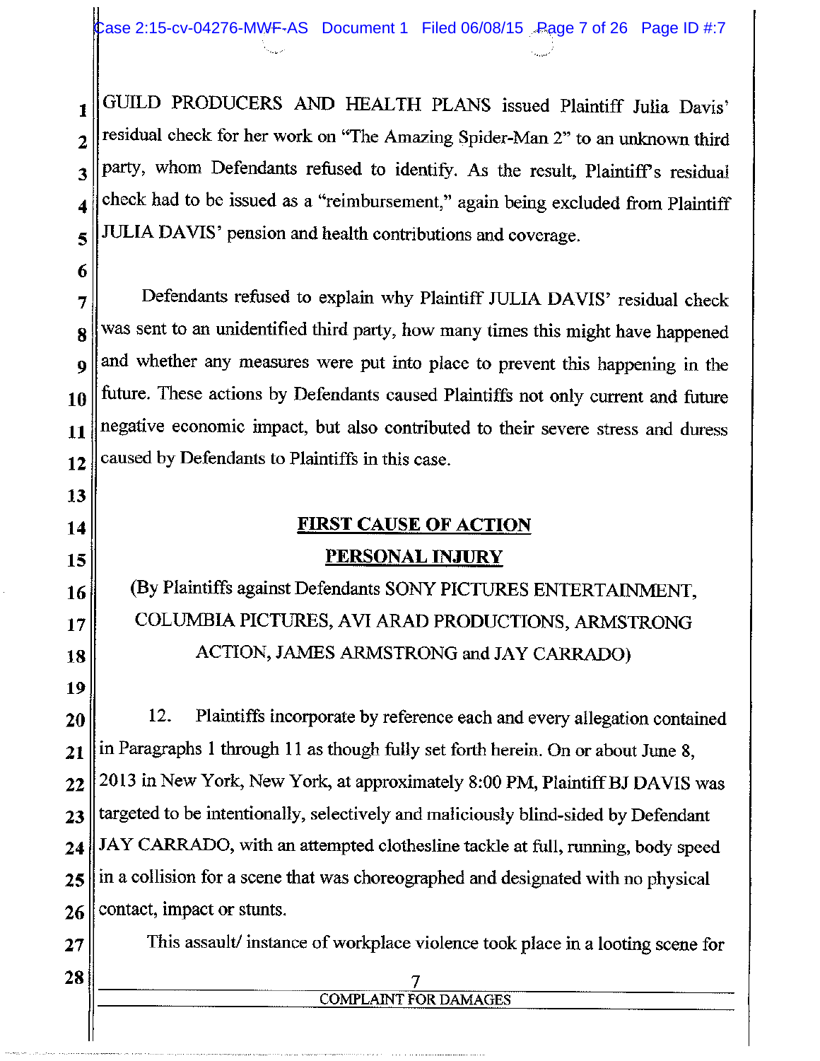GUILD PRODUCERS AND HEALTH PLANS issued Plaintiff Julia Davis' residual check for her work on "The Amazing Spider-Man 2" to an unknown third party, whom Defendants refused to identify. As the result, Plaintiff's residual check had to be issued as a "reimbursement," again being excluded from Plaintiff JULIA DAVIS' pension and health contributions and coverage.

Defendants refused to explain why Plaintiff JULIA DAVIS' residual check was sent to an unidentified third party, how many times this might have happened and whether any measures were put into place to prevent this happening in the future. These actions by Defendants caused Plaintiffs not only current and future negative economic impact, but also contributed to their severe stress and duress caused by Defendants to Plaintiffs in this case.

## FIRST CAUSE OF ACTION

## PERSONAL INJURY

(By Plaintiffs against Defendants SONY PICTURES ENTERTAINMENT, COLUMBIA PICTURES, AVI ARAD PRODUCTIONS, ARMSTRONG ACTION, JAMES ARMSTRONG and JAY CARRADO)

12. Plaintiffs incorporate by reference each and every allegation contained in Paragraphs 1 through 11 as though fully set forth herein. On or about June 8, 2013 in New York, New York, at approximately 8:00 PM, Plaintiff BJ DAVIS was targeted to be intentionally, selectively and maliciously blind-sided by Defendant JAY CARRADO, with an attempted clothesline tackle at full, running, body speed in a collision for a scene that was choreographed and designated with no physical contact, impact or stunts.

This assault/ instance of workplace violence took place in a looting scene for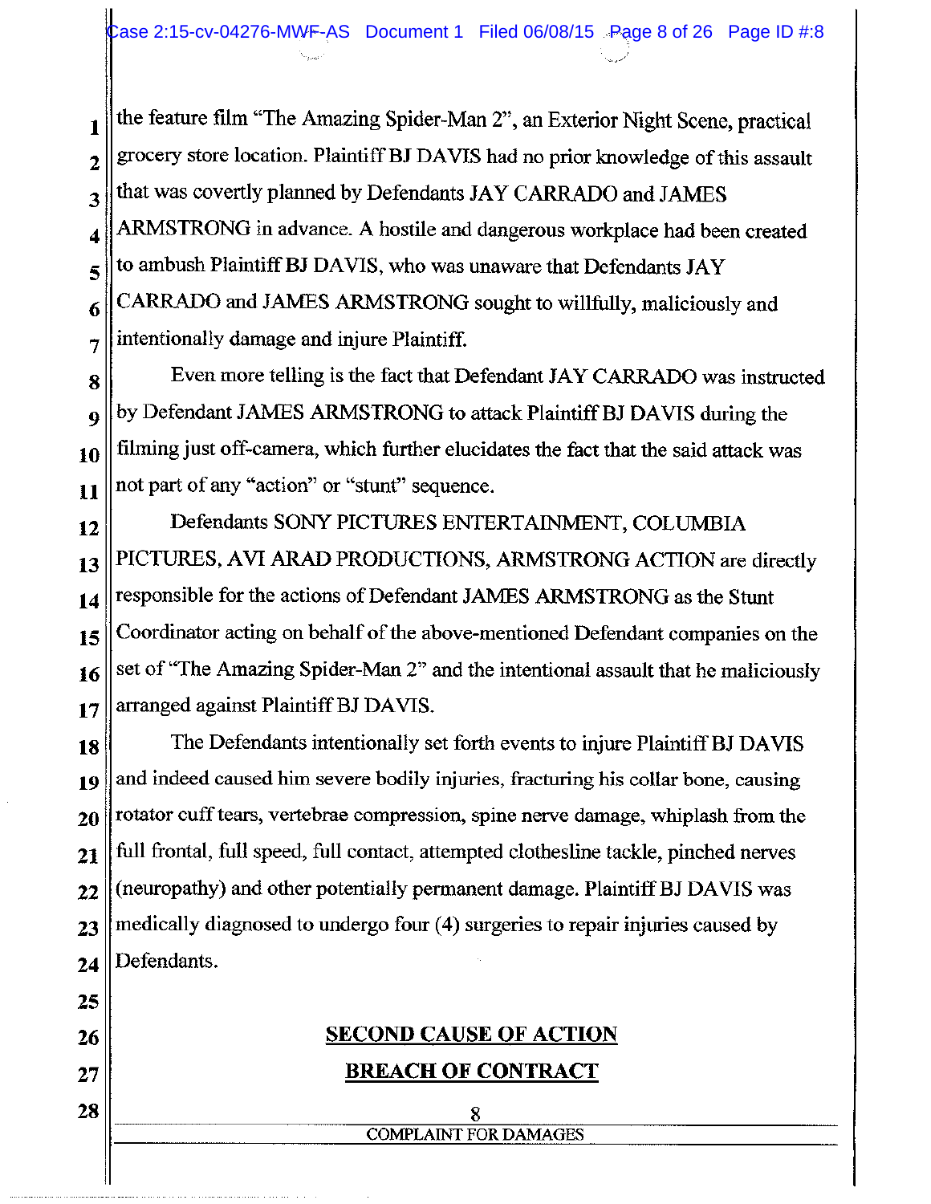the feature film "The Amazing Spider-Man 2", an Exterior Night Scene, practical grocery store location. Plaintiff BJ DAVIS had no prior knowledge of this assault that was covertly planned by Defendants JAY CARRADO and JAMES ARMSTRONG in advance. A hostile and dangerous workplace had been created to ambush Plaintiff BJ DAVIS, who was unaware that Defendants JAY CARRADO and JAMES ARMSTRONG sought to willfully, maliciously and intentionally damage and injure Plaintiff.

Even more telling is the fact that Defendant JAY CARRADO was instructed by Defendant JAMES ARMSTRONG to attack Plaintiff BJ DAVIS during the filming just off-camera, which further elucidates the fact that the said attack was not part of any "action" or "stunt" sequence.

Defendants SONY PICTURES ENTERTAINMENT, COLUMBIA PICTURES, AVI ARAD PRODUCTIONS, ARMSTRONG ACTION are directly responsible for the actions of Defendant JAMES ARMSTRONG as the Stunt Coordinator acting on behalf of the above-mentioned Defendant companies on the set of "The Amazing Spider-Man 2" and the intentional assault that he maliciously arranged against Plaintiff BJ DAVIS.

The Defendants intentionally set forth events to injure Plaintiff BJ DAVIS and indeed caused him severe bodily injuries, fracturing his collar bone, causing rotator cuff tears, vertebrae compression, spine nerve damage, whiplash from the full frontal, full speed, full contact, attempted clothesline tackle, pinched nerves (neuropathy) and other potentially permanent damage. Plaintiff BJ DAVIS was medically diagnosed to undergo four (4) surgeries to repair injuries caused by Defendants.

## SECOND CAUSE OF ACTION

## BREACH OF CONTRACT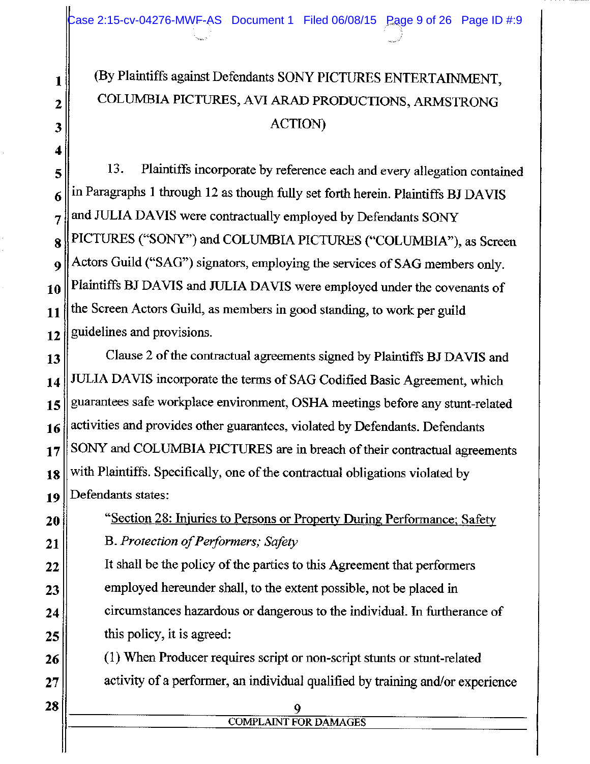(By Plaintiffs against Defendants SONY PICTURES ENTERTAINMENT, COLUMBIA PICTURES, AVI ARAD PRODUCTIONS, ARMSTRONG ACTION)

13. Plaintiffs incorporate by reference each and every allegation contained in Paragraphs 1 through 12 as though fully set forth herein. Plaintiffs BJ DAVIS and JULIA DAVIS were contractually employed by Defendants SONY PICTURES ("SONY") and COLUMBIA PICTURES ("COLUMBIA"), as Screen Actors Guild ("SAG") signators, employing the services of SAG members only. Plaintiffs BJ DAVIS and JULIA DAVIS were employed under the covenants of the Screen Actors Guild, as members in good standing, to work per guild guidelines and provisions.

Clause 2 of the contractual agreements signed by Plaintiffs BJ DAVIS and JULIA DAVIS incorporate the terms of SAG Codified Basic Agreement, which guarantees safe workplace environment, OSHA meetings before any stunt-related activities and provides other guarantees, violated by Defendants. Defendants SONY and COLUMBIA PICTURES are in breach of their contractual agreements with Plaintiffs. Specifically, one of the contractual obligations violated by Defendants states:

> "Section 28: Injuries to Persons or Property During Performance; Safety
>
> B. *Protection of Performers; Safety*
>
> It shall be the policy of the parties to this Agreement that performers employed hereunder shall, to the extent possible, not be placed in circumstances hazardous or dangerous to the individual. In furtherance of this policy, it is agreed:
>
> (1) When Producer requires script or non-script stunts or stunt-related activity of a performer, an individual qualified by training and/or experience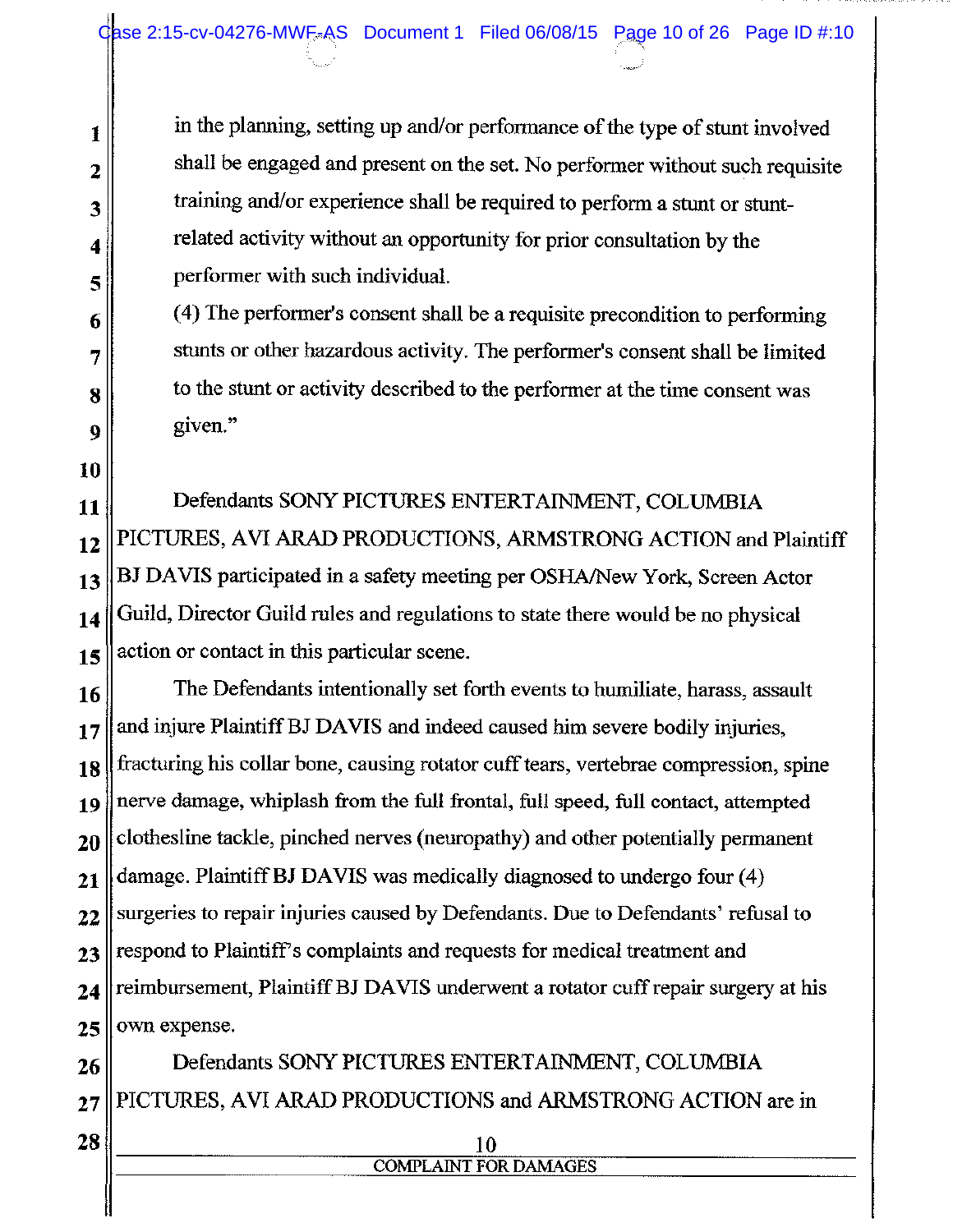in the planning, setting up and/or performance of the type of stunt involved shall be engaged and present on the set. No performer without such requisite training and/or experience shall be required to perform a stunt or stunt-related activity without an opportunity for prior consultation by the performer with such individual.

(4) The performer's consent shall be a requisite precondition to performing stunts or other hazardous activity. The performer's consent shall be limited to the stunt or activity described to the performer at the time consent was given."

Defendants SONY PICTURES ENTERTAINMENT, COLUMBIA PICTURES, AVI ARAD PRODUCTIONS, ARMSTRONG ACTION and Plaintiff BJ DAVIS participated in a safety meeting per OSHA/New York, Screen Actor Guild, Director Guild rules and regulations to state there would be no physical action or contact in this particular scene.

The Defendants intentionally set forth events to humiliate, harass, assault and injure Plaintiff BJ DAVIS and indeed caused him severe bodily injuries, fracturing his collar bone, causing rotator cuff tears, vertebrae compression, spine nerve damage, whiplash from the full frontal, full speed, full contact, attempted clothesline tackle, pinched nerves (neuropathy) and other potentially permanent damage. Plaintiff BJ DAVIS was medically diagnosed to undergo four (4) surgeries to repair injuries caused by Defendants. Due to Defendants' refusal to respond to Plaintiff's complaints and requests for medical treatment and reimbursement, Plaintiff BJ DAVIS underwent a rotator cuff repair surgery at his own expense.

Defendants SONY PICTURES ENTERTAINMENT, COLUMBIA PICTURES, AVI ARAD PRODUCTIONS and ARMSTRONG ACTION are in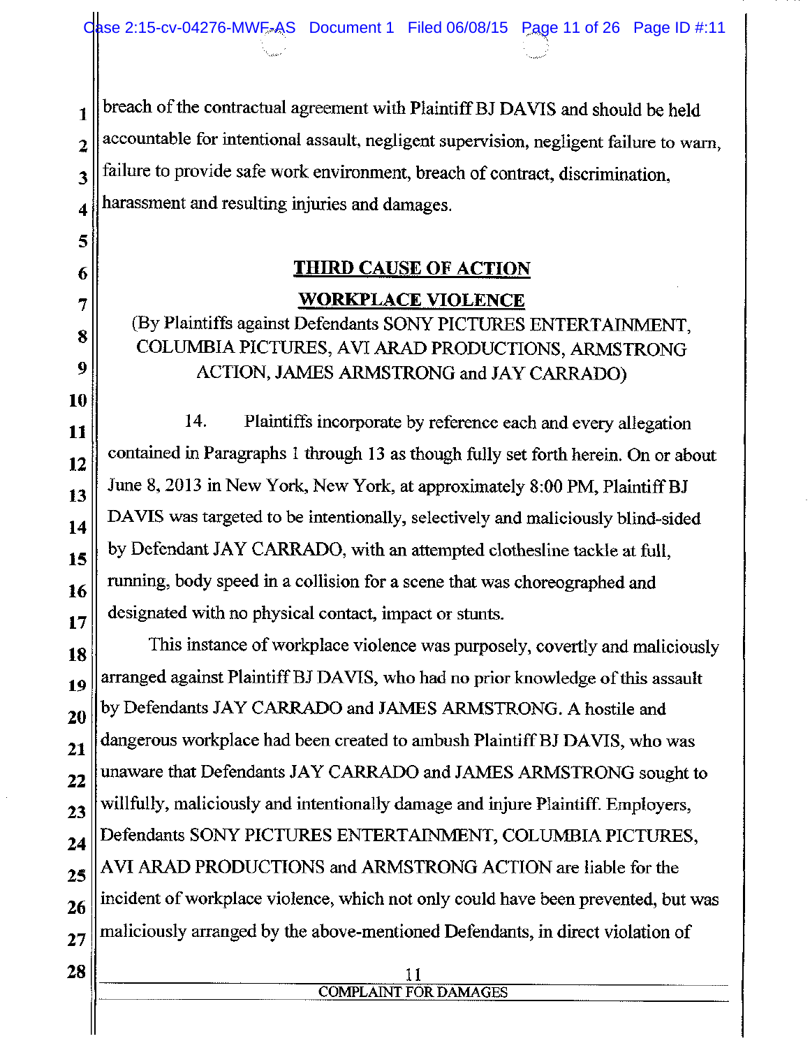breach of the contractual agreement with Plaintiff BJ DAVIS and should be held accountable for intentional assault, negligent supervision, negligent failure to warn, failure to provide safe work environment, breach of contract, discrimination, harassment and resulting injuries and damages.

## THIRD CAUSE OF ACTION

## WORKPLACE VIOLENCE

(By Plaintiffs against Defendants SONY PICTURES ENTERTAINMENT, COLUMBIA PICTURES, AVI ARAD PRODUCTIONS, ARMSTRONG ACTION, JAMES ARMSTRONG and JAY CARRADO)

14. Plaintiffs incorporate by reference each and every allegation contained in Paragraphs 1 through 13 as though fully set forth herein. On or about June 8, 2013 in New York, New York, at approximately 8:00 PM, Plaintiff BJ DAVIS was targeted to be intentionally, selectively and maliciously blind-sided by Defendant JAY CARRADO, with an attempted clothesline tackle at full, running, body speed in a collision for a scene that was choreographed and designated with no physical contact, impact or stunts.

This instance of workplace violence was purposely, covertly and maliciously arranged against Plaintiff BJ DAVIS, who had no prior knowledge of this assault by Defendants JAY CARRADO and JAMES ARMSTRONG. A hostile and dangerous workplace had been created to ambush Plaintiff BJ DAVIS, who was unaware that Defendants JAY CARRADO and JAMES ARMSTRONG sought to willfully, maliciously and intentionally damage and injure Plaintiff. Employers, Defendants SONY PICTURES ENTERTAINMENT, COLUMBIA PICTURES, AVI ARAD PRODUCTIONS and ARMSTRONG ACTION are liable for the incident of workplace violence, which not only could have been prevented, but was maliciously arranged by the above-mentioned Defendants, in direct violation of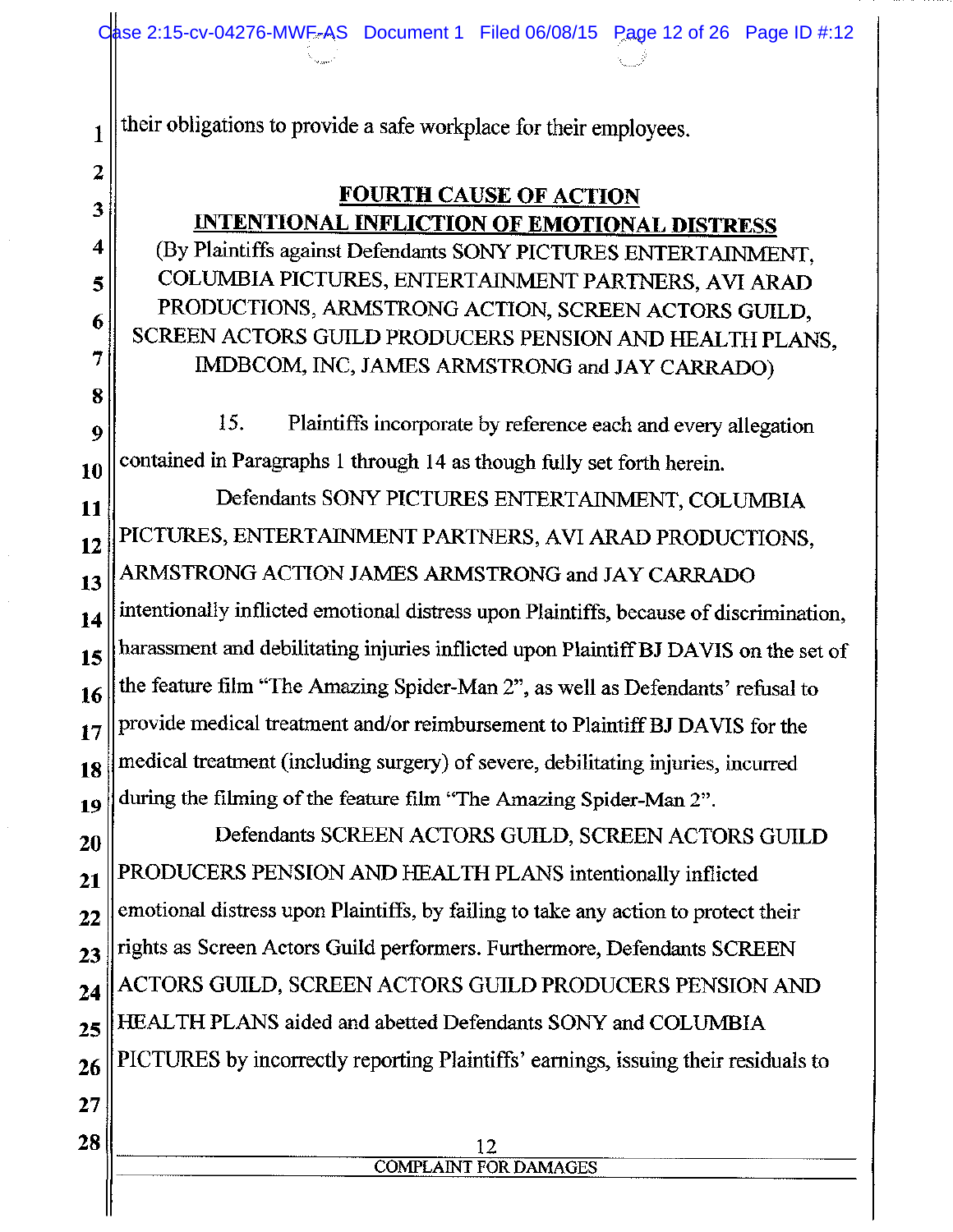their obligations to provide a safe workplace for their employees.

## FOURTH CAUSE OF ACTION

## INTENTIONAL INFLICTION OF EMOTIONAL DISTRESS

(By Plaintiffs against Defendants SONY PICTURES ENTERTAINMENT, COLUMBIA PICTURES, ENTERTAINMENT PARTNERS, AVI ARAD PRODUCTIONS, ARMSTRONG ACTION, SCREEN ACTORS GUILD, SCREEN ACTORS GUILD PRODUCERS PENSION AND HEALTH PLANS, IMDBCOM, INC, JAMES ARMSTRONG and JAY CARRADO)

15. Plaintiffs incorporate by reference each and every allegation contained in Paragraphs 1 through 14 as though fully set forth herein.

Defendants SONY PICTURES ENTERTAINMENT, COLUMBIA PICTURES, ENTERTAINMENT PARTNERS, AVI ARAD PRODUCTIONS, ARMSTRONG ACTION JAMES ARMSTRONG and JAY CARRADO intentionally inflicted emotional distress upon Plaintiffs, because of discrimination, harassment and debilitating injuries inflicted upon Plaintiff BJ DAVIS on the set of the feature film "The Amazing Spider-Man 2", as well as Defendants' refusal to provide medical treatment and/or reimbursement to Plaintiff BJ DAVIS for the medical treatment (including surgery) of severe, debilitating injuries, incurred during the filming of the feature film "The Amazing Spider-Man 2".

Defendants SCREEN ACTORS GUILD, SCREEN ACTORS GUILD PRODUCERS PENSION AND HEALTH PLANS intentionally inflicted emotional distress upon Plaintiffs, by failing to take any action to protect their rights as Screen Actors Guild performers. Furthermore, Defendants SCREEN ACTORS GUILD, SCREEN ACTORS GUILD PRODUCERS PENSION AND HEALTH PLANS aided and abetted Defendants SONY and COLUMBIA PICTURES by incorrectly reporting Plaintiffs' earnings, issuing their residuals to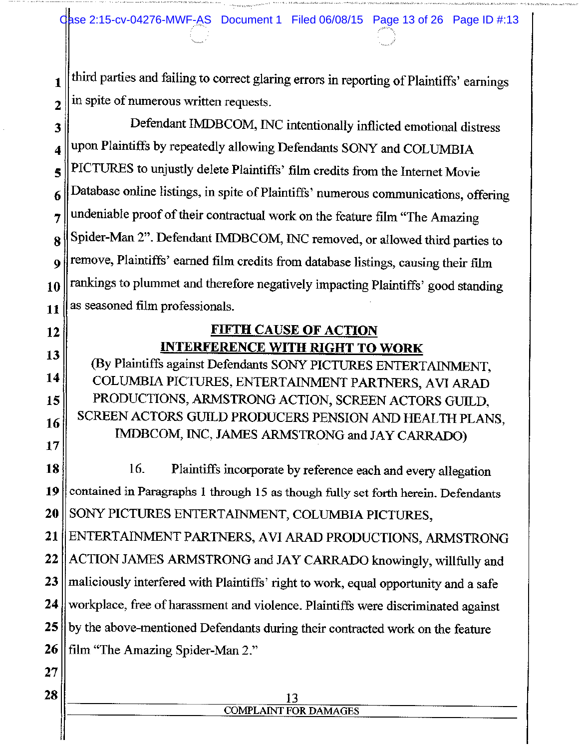third parties and failing to correct glaring errors in reporting of Plaintiffs' earnings in spite of numerous written requests.

Defendant IMDBCOM, INC intentionally inflicted emotional distress upon Plaintiffs by repeatedly allowing Defendants SONY and COLUMBIA PICTURES to unjustly delete Plaintiffs' film credits from the Internet Movie Database online listings, in spite of Plaintiffs' numerous communications, offering undeniable proof of their contractual work on the feature film "The Amazing Spider-Man 2". Defendant IMDBCOM, INC removed, or allowed third parties to remove, Plaintiffs' earned film credits from database listings, causing their film rankings to plummet and therefore negatively impacting Plaintiffs' good standing as seasoned film professionals.

## FIFTH CAUSE OF ACTION
## INTERFERENCE WITH RIGHT TO WORK

(By Plaintiffs against Defendants SONY PICTURES ENTERTAINMENT, COLUMBIA PICTURES, ENTERTAINMENT PARTNERS, AVI ARAD PRODUCTIONS, ARMSTRONG ACTION, SCREEN ACTORS GUILD, SCREEN ACTORS GUILD PRODUCERS PENSION AND HEALTH PLANS, IMDBCOM, INC, JAMES ARMSTRONG and JAY CARRADO)

16. Plaintiffs incorporate by reference each and every allegation contained in Paragraphs 1 through 15 as though fully set forth herein. Defendants SONY PICTURES ENTERTAINMENT, COLUMBIA PICTURES, ENTERTAINMENT PARTNERS, AVI ARAD PRODUCTIONS, ARMSTRONG ACTION JAMES ARMSTRONG and JAY CARRADO knowingly, willfully and maliciously interfered with Plaintiffs' right to work, equal opportunity and a safe workplace, free of harassment and violence. Plaintiffs were discriminated against by the above-mentioned Defendants during their contracted work on the feature film "The Amazing Spider-Man 2."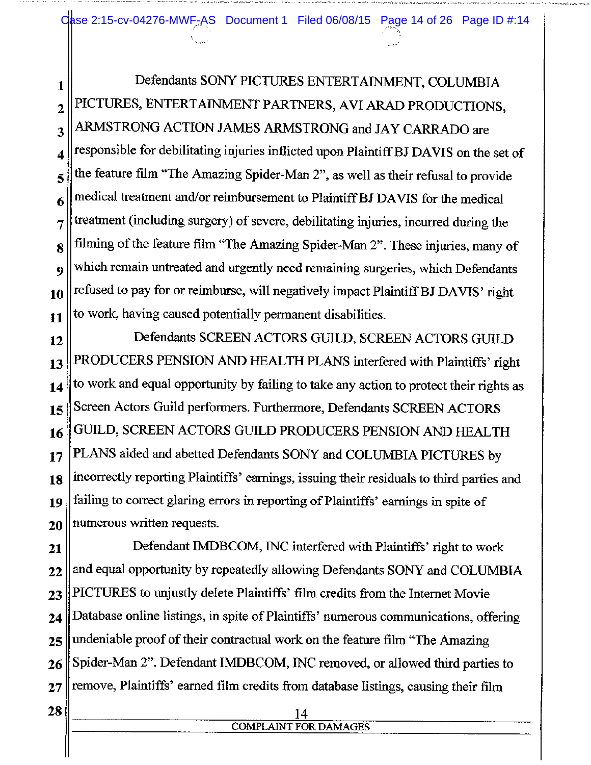Defendants SONY PICTURES ENTERTAINMENT, COLUMBIA PICTURES, ENTERTAINMENT PARTNERS, AVI ARAD PRODUCTIONS, ARMSTRONG ACTION JAMES ARMSTRONG and JAY CARRADO are responsible for debilitating injuries inflicted upon Plaintiff BJ DAVIS on the set of the feature film "The Amazing Spider-Man 2", as well as their refusal to provide medical treatment and/or reimbursement to Plaintiff BJ DAVIS for the medical treatment (including surgery) of severe, debilitating injuries, incurred during the filming of the feature film "The Amazing Spider-Man 2". These injuries, many of which remain untreated and urgently need remaining surgeries, which Defendants refused to pay for or reimburse, will negatively impact Plaintiff BJ DAVIS' right to work, having caused potentially permanent disabilities.

Defendants SCREEN ACTORS GUILD, SCREEN ACTORS GUILD PRODUCERS PENSION AND HEALTH PLANS interfered with Plaintiffs' right to work and equal opportunity by failing to take any action to protect their rights as Screen Actors Guild performers. Furthermore, Defendants SCREEN ACTORS GUILD, SCREEN ACTORS GUILD PRODUCERS PENSION AND HEALTH PLANS aided and abetted Defendants SONY and COLUMBIA PICTURES by incorrectly reporting Plaintiffs' earnings, issuing their residuals to third parties and failing to correct glaring errors in reporting of Plaintiffs' earnings in spite of numerous written requests.

Defendant IMDBCOM, INC interfered with Plaintiffs' right to work and equal opportunity by repeatedly allowing Defendants SONY and COLUMBIA PICTURES to unjustly delete Plaintiffs' film credits from the Internet Movie Database online listings, in spite of Plaintiffs' numerous communications, offering undeniable proof of their contractual work on the feature film "The Amazing Spider-Man 2". Defendant IMDBCOM, INC removed, or allowed third parties to remove, Plaintiffs' earned film credits from database listings, causing their film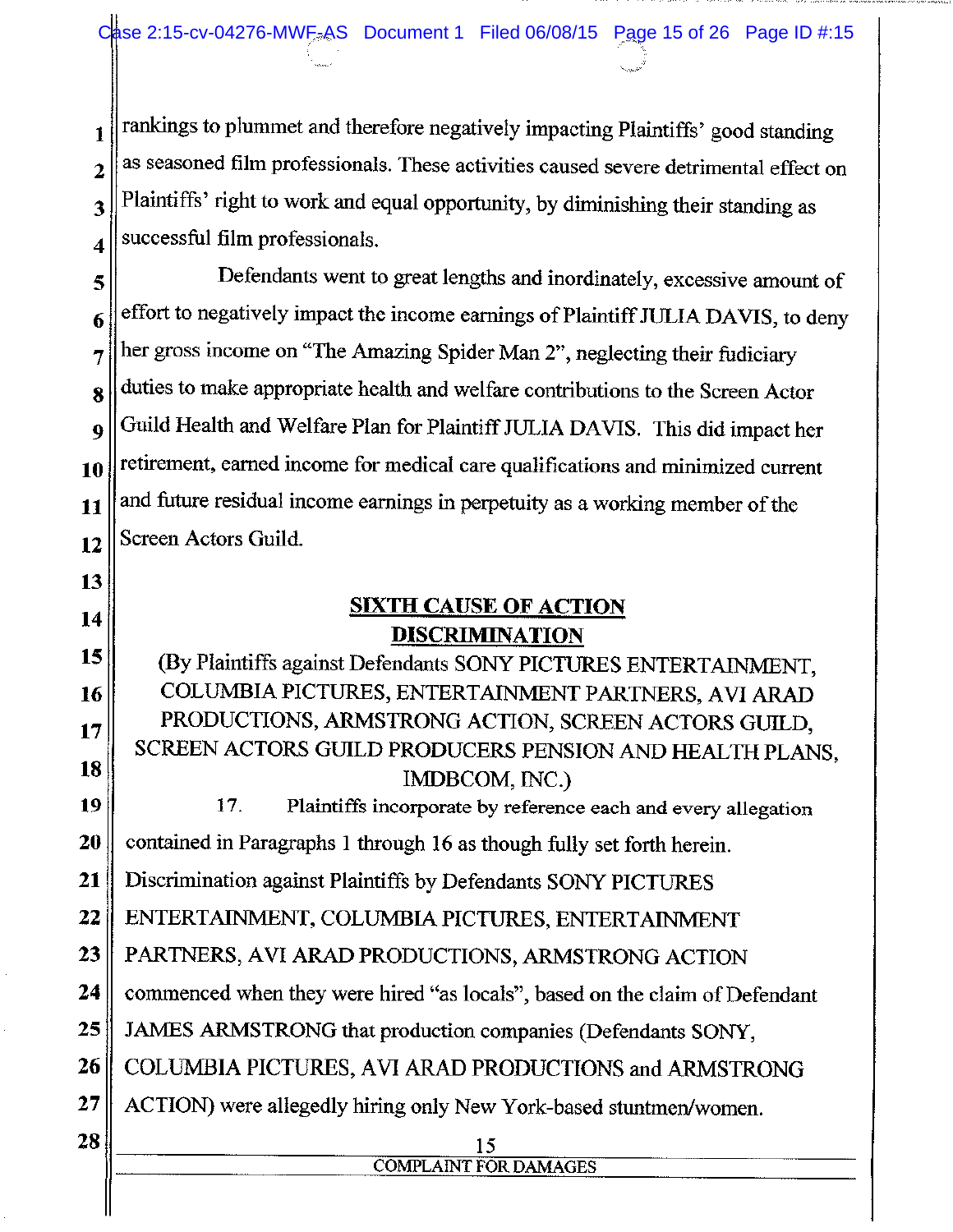rankings to plummet and therefore negatively impacting Plaintiffs' good standing as seasoned film professionals. These activities caused severe detrimental effect on Plaintiffs' right to work and equal opportunity, by diminishing their standing as successful film professionals.

Defendants went to great lengths and inordinately, excessive amount of effort to negatively impact the income earnings of Plaintiff JULIA DAVIS, to deny her gross income on "The Amazing Spider Man 2", neglecting their fiduciary duties to make appropriate health and welfare contributions to the Screen Actor Guild Health and Welfare Plan for Plaintiff JULIA DAVIS. This did impact her retirement, earned income for medical care qualifications and minimized current and future residual income earnings in perpetuity as a working member of the Screen Actors Guild.

## SIXTH CAUSE OF ACTION
## DISCRIMINATION

(By Plaintiffs against Defendants SONY PICTURES ENTERTAINMENT, COLUMBIA PICTURES, ENTERTAINMENT PARTNERS, AVI ARAD PRODUCTIONS, ARMSTRONG ACTION, SCREEN ACTORS GUILD, SCREEN ACTORS GUILD PRODUCERS PENSION AND HEALTH PLANS, IMDBCOM, INC.)

17. Plaintiffs incorporate by reference each and every allegation contained in Paragraphs 1 through 16 as though fully set forth herein. Discrimination against Plaintiffs by Defendants SONY PICTURES ENTERTAINMENT, COLUMBIA PICTURES, ENTERTAINMENT PARTNERS, AVI ARAD PRODUCTIONS, ARMSTRONG ACTION commenced when they were hired "as locals", based on the claim of Defendant JAMES ARMSTRONG that production companies (Defendants SONY, COLUMBIA PICTURES, AVI ARAD PRODUCTIONS and ARMSTRONG ACTION) were allegedly hiring only New York-based stuntmen/women.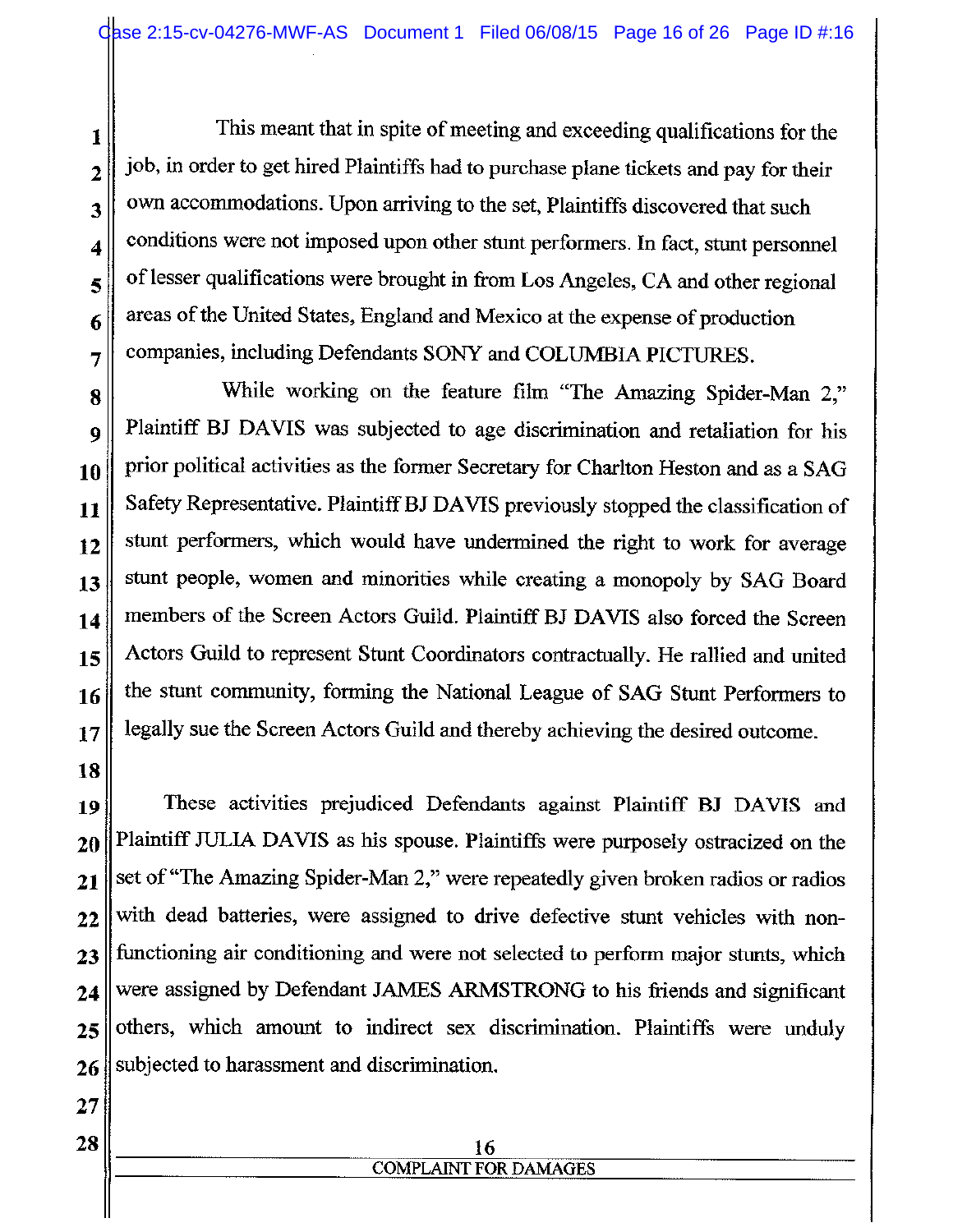This meant that in spite of meeting and exceeding qualifications for the job, in order to get hired Plaintiffs had to purchase plane tickets and pay for their own accommodations. Upon arriving to the set, Plaintiffs discovered that such conditions were not imposed upon other stunt performers. In fact, stunt personnel of lesser qualifications were brought in from Los Angeles, CA and other regional areas of the United States, England and Mexico at the expense of production companies, including Defendants SONY and COLUMBIA PICTURES.

While working on the feature film "The Amazing Spider-Man 2," Plaintiff BJ DAVIS was subjected to age discrimination and retaliation for his prior political activities as the former Secretary for Charlton Heston and as a SAG Safety Representative. Plaintiff BJ DAVIS previously stopped the classification of stunt performers, which would have undermined the right to work for average stunt people, women and minorities while creating a monopoly by SAG Board members of the Screen Actors Guild. Plaintiff BJ DAVIS also forced the Screen Actors Guild to represent Stunt Coordinators contractually. He rallied and united the stunt community, forming the National League of SAG Stunt Performers to legally sue the Screen Actors Guild and thereby achieving the desired outcome.

These activities prejudiced Defendants against Plaintiff BJ DAVIS and Plaintiff JULIA DAVIS as his spouse. Plaintiffs were purposely ostracized on the set of "The Amazing Spider-Man 2," were repeatedly given broken radios or radios with dead batteries, were assigned to drive defective stunt vehicles with non-functioning air conditioning and were not selected to perform major stunts, which were assigned by Defendant JAMES ARMSTRONG to his friends and significant others, which amount to indirect sex discrimination. Plaintiffs were unduly subjected to harassment and discrimination.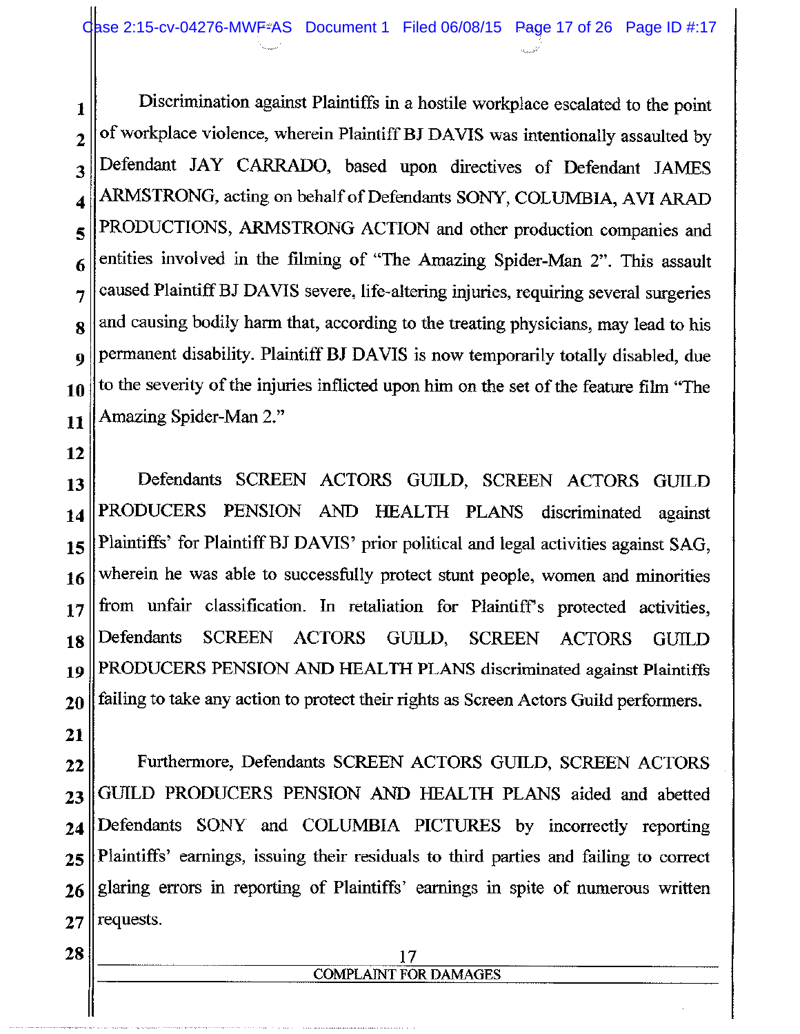Discrimination against Plaintiffs in a hostile workplace escalated to the point of workplace violence, wherein Plaintiff BJ DAVIS was intentionally assaulted by Defendant JAY CARRADO, based upon directives of Defendant JAMES ARMSTRONG, acting on behalf of Defendants SONY, COLUMBIA, AVI ARAD PRODUCTIONS, ARMSTRONG ACTION and other production companies and entities involved in the filming of "The Amazing Spider-Man 2". This assault caused Plaintiff BJ DAVIS severe, life-altering injuries, requiring several surgeries and causing bodily harm that, according to the treating physicians, may lead to his permanent disability. Plaintiff BJ DAVIS is now temporarily totally disabled, due to the severity of the injuries inflicted upon him on the set of the feature film "The Amazing Spider-Man 2."

Defendants SCREEN ACTORS GUILD, SCREEN ACTORS GUILD PRODUCERS PENSION AND HEALTH PLANS discriminated against Plaintiffs' for Plaintiff BJ DAVIS' prior political and legal activities against SAG, wherein he was able to successfully protect stunt people, women and minorities from unfair classification. In retaliation for Plaintiff's protected activities, Defendants SCREEN ACTORS GUILD, SCREEN ACTORS GUILD PRODUCERS PENSION AND HEALTH PLANS discriminated against Plaintiffs failing to take any action to protect their rights as Screen Actors Guild performers.

Furthermore, Defendants SCREEN ACTORS GUILD, SCREEN ACTORS GUILD PRODUCERS PENSION AND HEALTH PLANS aided and abetted Defendants SONY and COLUMBIA PICTURES by incorrectly reporting Plaintiffs' earnings, issuing their residuals to third parties and failing to correct glaring errors in reporting of Plaintiffs' earnings in spite of numerous written requests.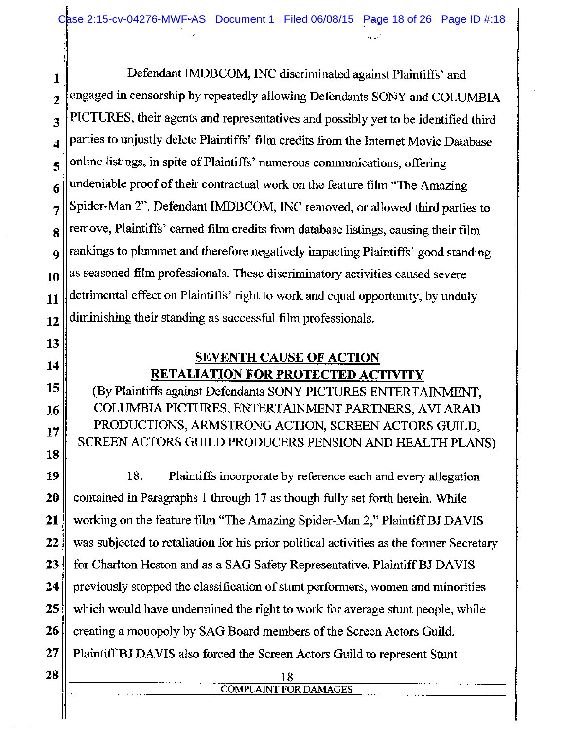Defendant IMDBCOM, INC discriminated against Plaintiffs' and engaged in censorship by repeatedly allowing Defendants SONY and COLUMBIA PICTURES, their agents and representatives and possibly yet to be identified third parties to unjustly delete Plaintiffs' film credits from the Internet Movie Database online listings, in spite of Plaintiffs' numerous communications, offering undeniable proof of their contractual work on the feature film "The Amazing Spider-Man 2". Defendant IMDBCOM, INC removed, or allowed third parties to remove, Plaintiffs' earned film credits from database listings, causing their film rankings to plummet and therefore negatively impacting Plaintiffs' good standing as seasoned film professionals. These discriminatory activities caused severe detrimental effect on Plaintiffs' right to work and equal opportunity, by unduly diminishing their standing as successful film professionals.

## SEVENTH CAUSE OF ACTION
## RETALIATION FOR PROTECTED ACTIVITY

(By Plaintiffs against Defendants SONY PICTURES ENTERTAINMENT, COLUMBIA PICTURES, ENTERTAINMENT PARTNERS, AVI ARAD PRODUCTIONS, ARMSTRONG ACTION, SCREEN ACTORS GUILD, SCREEN ACTORS GUILD PRODUCERS PENSION AND HEALTH PLANS)

18. Plaintiffs incorporate by reference each and every allegation contained in Paragraphs 1 through 17 as though fully set forth herein. While working on the feature film "The Amazing Spider-Man 2," Plaintiff BJ DAVIS was subjected to retaliation for his prior political activities as the former Secretary for Charlton Heston and as a SAG Safety Representative. Plaintiff BJ DAVIS previously stopped the classification of stunt performers, women and minorities which would have undermined the right to work for average stunt people, while creating a monopoly by SAG Board members of the Screen Actors Guild. Plaintiff BJ DAVIS also forced the Screen Actors Guild to represent Stunt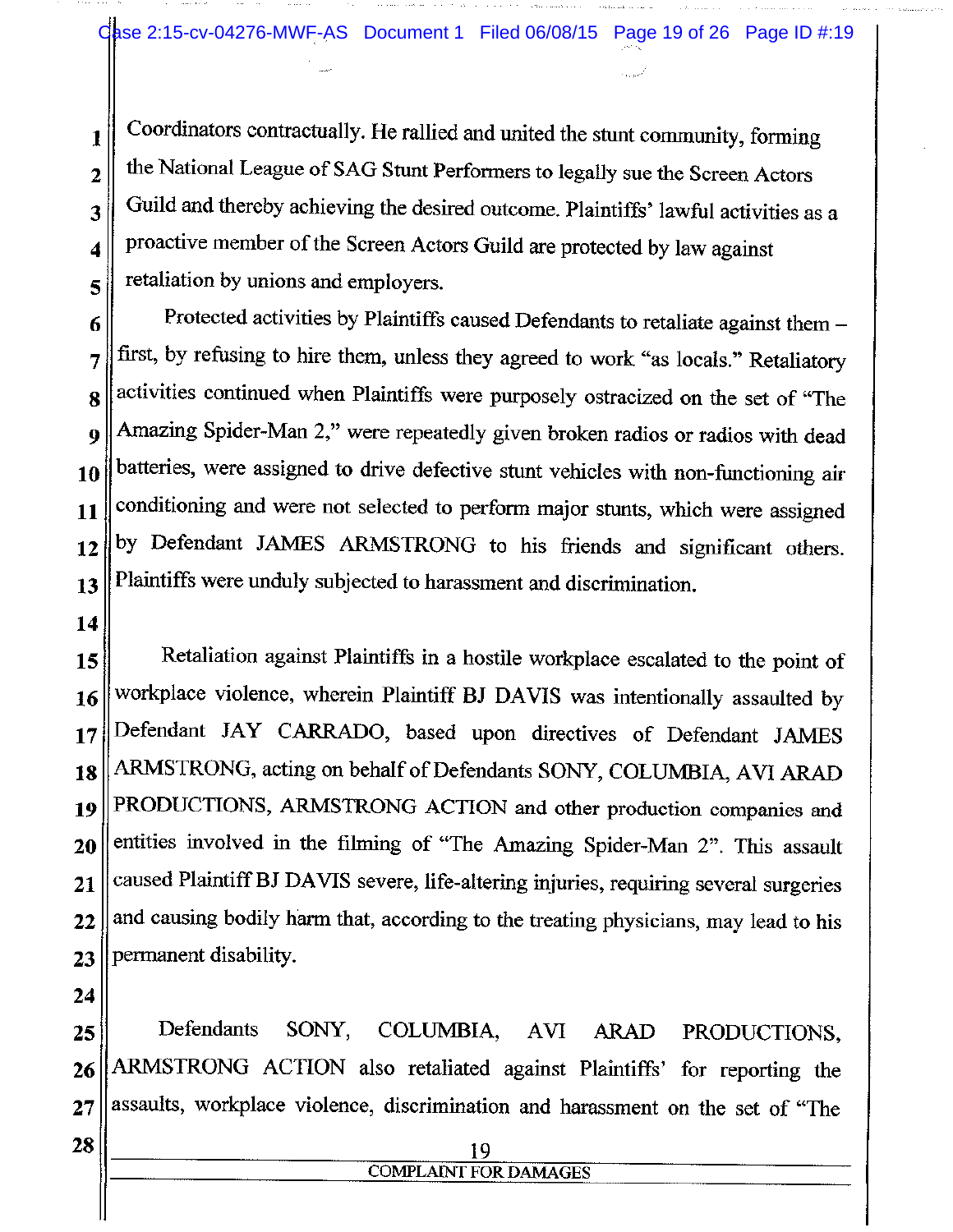Coordinators contractually. He rallied and united the stunt community, forming the National League of SAG Stunt Performers to legally sue the Screen Actors Guild and thereby achieving the desired outcome. Plaintiffs' lawful activities as a proactive member of the Screen Actors Guild are protected by law against retaliation by unions and employers.

Protected activities by Plaintiffs caused Defendants to retaliate against them – first, by refusing to hire them, unless they agreed to work "as locals." Retaliatory activities continued when Plaintiffs were purposely ostracized on the set of "The Amazing Spider-Man 2," were repeatedly given broken radios or radios with dead batteries, were assigned to drive defective stunt vehicles with non-functioning air conditioning and were not selected to perform major stunts, which were assigned by Defendant JAMES ARMSTRONG to his friends and significant others. Plaintiffs were unduly subjected to harassment and discrimination.

Retaliation against Plaintiffs in a hostile workplace escalated to the point of workplace violence, wherein Plaintiff BJ DAVIS was intentionally assaulted by Defendant JAY CARRADO, based upon directives of Defendant JAMES ARMSTRONG, acting on behalf of Defendants SONY, COLUMBIA, AVI ARAD PRODUCTIONS, ARMSTRONG ACTION and other production companies and entities involved in the filming of "The Amazing Spider-Man 2". This assault caused Plaintiff BJ DAVIS severe, life-altering injuries, requiring several surgeries and causing bodily harm that, according to the treating physicians, may lead to his permanent disability.

Defendants SONY, COLUMBIA, AVI ARAD PRODUCTIONS, ARMSTRONG ACTION also retaliated against Plaintiffs' for reporting the assaults, workplace violence, discrimination and harassment on the set of "The

COMPLAINT FOR DAMAGES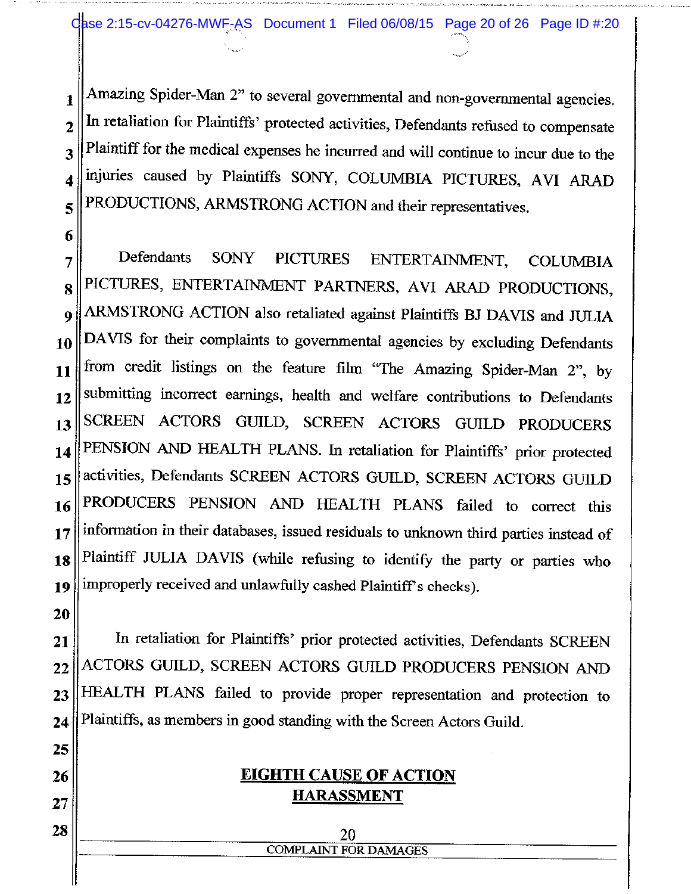Amazing Spider-Man 2" to several governmental and non-governmental agencies. In retaliation for Plaintiffs' protected activities, Defendants refused to compensate Plaintiff for the medical expenses he incurred and will continue to incur due to the injuries caused by Plaintiffs SONY, COLUMBIA PICTURES, AVI ARAD PRODUCTIONS, ARMSTRONG ACTION and their representatives.

Defendants SONY PICTURES ENTERTAINMENT, COLUMBIA PICTURES, ENTERTAINMENT PARTNERS, AVI ARAD PRODUCTIONS, ARMSTRONG ACTION also retaliated against Plaintiffs BJ DAVIS and JULIA DAVIS for their complaints to governmental agencies by excluding Defendants from credit listings on the feature film "The Amazing Spider-Man 2", by submitting incorrect earnings, health and welfare contributions to Defendants SCREEN ACTORS GUILD, SCREEN ACTORS GUILD PRODUCERS PENSION AND HEALTH PLANS. In retaliation for Plaintiffs' prior protected activities, Defendants SCREEN ACTORS GUILD, SCREEN ACTORS GUILD PRODUCERS PENSION AND HEALTH PLANS failed to correct this information in their databases, issued residuals to unknown third parties instead of Plaintiff JULIA DAVIS (while refusing to identify the party or parties who improperly received and unlawfully cashed Plaintiff's checks).

In retaliation for Plaintiffs' prior protected activities, Defendants SCREEN ACTORS GUILD, SCREEN ACTORS GUILD PRODUCERS PENSION AND HEALTH PLANS failed to provide proper representation and protection to Plaintiffs, as members in good standing with the Screen Actors Guild.

## EIGHTH CAUSE OF ACTION
## HARASSMENT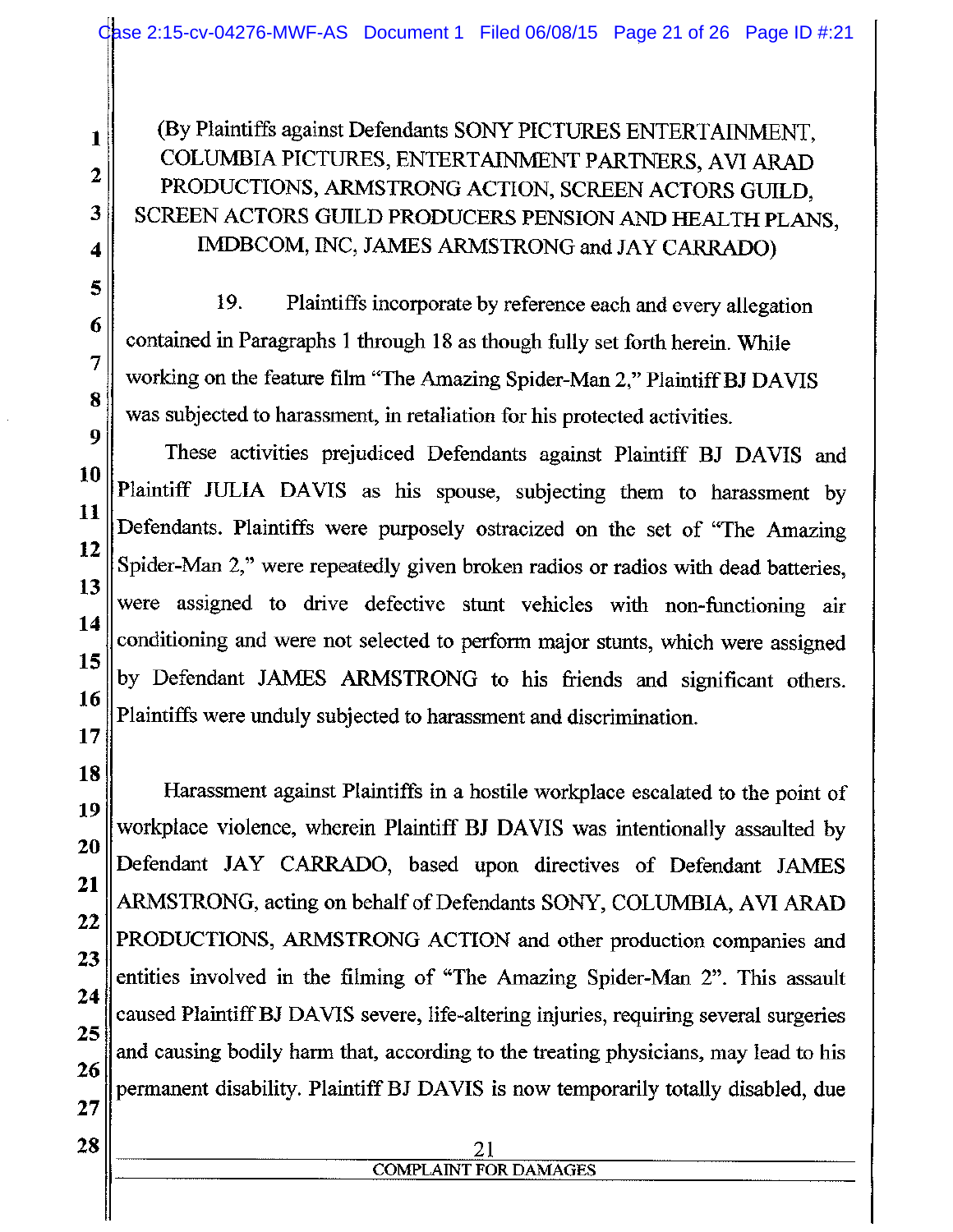(By Plaintiffs against Defendants SONY PICTURES ENTERTAINMENT, COLUMBIA PICTURES, ENTERTAINMENT PARTNERS, AVI ARAD PRODUCTIONS, ARMSTRONG ACTION, SCREEN ACTORS GUILD, SCREEN ACTORS GUILD PRODUCERS PENSION AND HEALTH PLANS, IMDBCOM, INC, JAMES ARMSTRONG and JAY CARRADO)

19. Plaintiffs incorporate by reference each and every allegation contained in Paragraphs 1 through 18 as though fully set forth herein. While working on the feature film "The Amazing Spider-Man 2," Plaintiff BJ DAVIS was subjected to harassment, in retaliation for his protected activities.

These activities prejudiced Defendants against Plaintiff BJ DAVIS and Plaintiff JULIA DAVIS as his spouse, subjecting them to harassment by Defendants. Plaintiffs were purposely ostracized on the set of "The Amazing Spider-Man 2," were repeatedly given broken radios or radios with dead batteries, were assigned to drive defective stunt vehicles with non-functioning air conditioning and were not selected to perform major stunts, which were assigned by Defendant JAMES ARMSTRONG to his friends and significant others. Plaintiffs were unduly subjected to harassment and discrimination.

Harassment against Plaintiffs in a hostile workplace escalated to the point of workplace violence, wherein Plaintiff BJ DAVIS was intentionally assaulted by Defendant JAY CARRADO, based upon directives of Defendant JAMES ARMSTRONG, acting on behalf of Defendants SONY, COLUMBIA, AVI ARAD PRODUCTIONS, ARMSTRONG ACTION and other production companies and entities involved in the filming of "The Amazing Spider-Man 2". This assault caused Plaintiff BJ DAVIS severe, life-altering injuries, requiring several surgeries and causing bodily harm that, according to the treating physicians, may lead to his permanent disability. Plaintiff BJ DAVIS is now temporarily totally disabled, due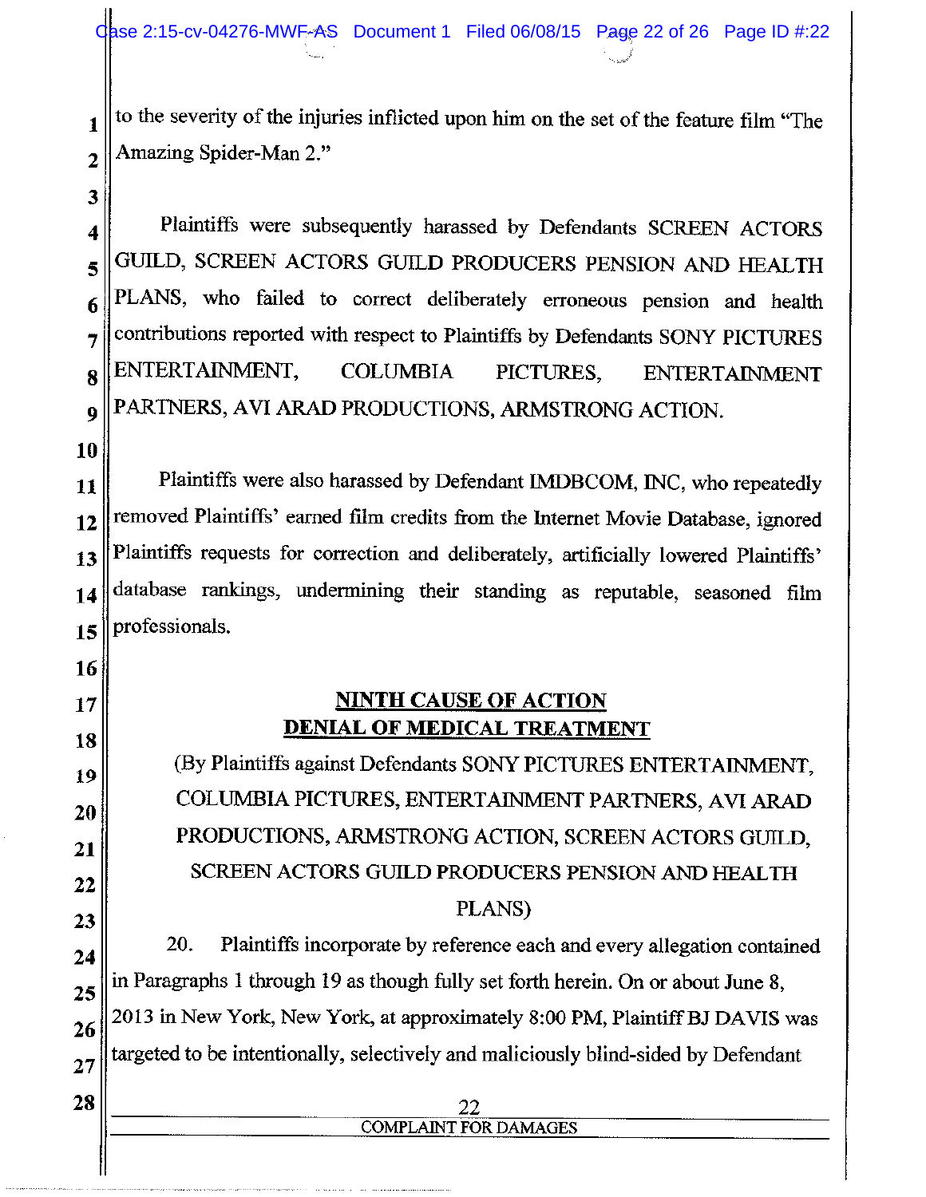to the severity of the injuries inflicted upon him on the set of the feature film "The Amazing Spider-Man 2."

Plaintiffs were subsequently harassed by Defendants SCREEN ACTORS GUILD, SCREEN ACTORS GUILD PRODUCERS PENSION AND HEALTH PLANS, who failed to correct deliberately erroneous pension and health contributions reported with respect to Plaintiffs by Defendants SONY PICTURES ENTERTAINMENT, COLUMBIA PICTURES, ENTERTAINMENT PARTNERS, AVI ARAD PRODUCTIONS, ARMSTRONG ACTION.

Plaintiffs were also harassed by Defendant IMDBCOM, INC, who repeatedly removed Plaintiffs' earned film credits from the Internet Movie Database, ignored Plaintiffs requests for correction and deliberately, artificially lowered Plaintiffs' database rankings, undermining their standing as reputable, seasoned film professionals.

## NINTH CAUSE OF ACTION
## DENIAL OF MEDICAL TREATMENT

(By Plaintiffs against Defendants SONY PICTURES ENTERTAINMENT, COLUMBIA PICTURES, ENTERTAINMENT PARTNERS, AVI ARAD PRODUCTIONS, ARMSTRONG ACTION, SCREEN ACTORS GUILD, SCREEN ACTORS GUILD PRODUCERS PENSION AND HEALTH PLANS)

20. Plaintiffs incorporate by reference each and every allegation contained in Paragraphs 1 through 19 as though fully set forth herein. On or about June 8, 2013 in New York, New York, at approximately 8:00 PM, Plaintiff BJ DAVIS was targeted to be intentionally, selectively and maliciously blind-sided by Defendant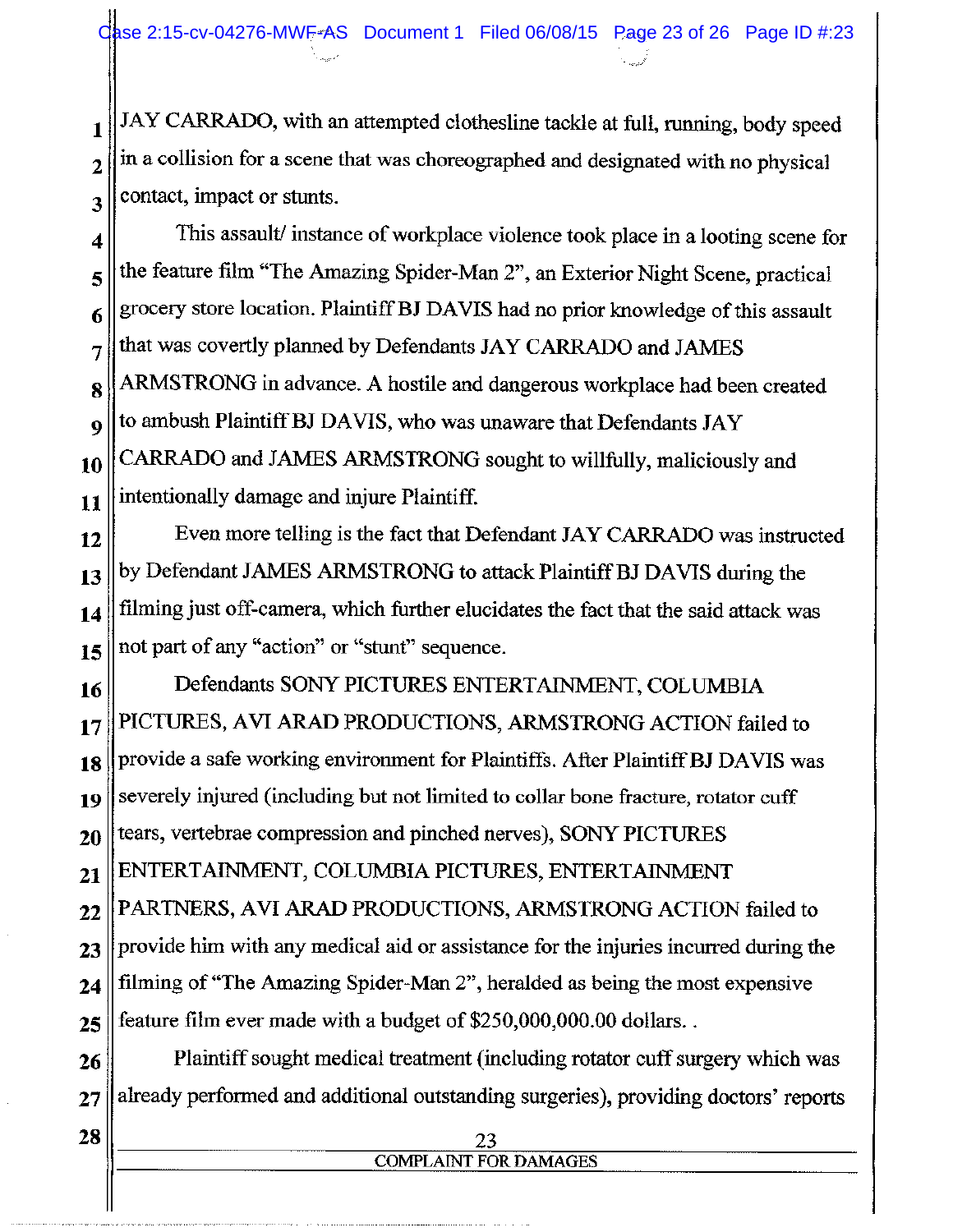JAY CARRADO, with an attempted clothesline tackle at full, running, body speed in a collision for a scene that was choreographed and designated with no physical contact, impact or stunts.

This assault/ instance of workplace violence took place in a looting scene for the feature film "The Amazing Spider-Man 2", an Exterior Night Scene, practical grocery store location. Plaintiff BJ DAVIS had no prior knowledge of this assault that was covertly planned by Defendants JAY CARRADO and JAMES ARMSTRONG in advance. A hostile and dangerous workplace had been created to ambush Plaintiff BJ DAVIS, who was unaware that Defendants JAY CARRADO and JAMES ARMSTRONG sought to willfully, maliciously and intentionally damage and injure Plaintiff.

Even more telling is the fact that Defendant JAY CARRADO was instructed by Defendant JAMES ARMSTRONG to attack Plaintiff BJ DAVIS during the filming just off-camera, which further elucidates the fact that the said attack was not part of any "action" or "stunt" sequence.

Defendants SONY PICTURES ENTERTAINMENT, COLUMBIA PICTURES, AVI ARAD PRODUCTIONS, ARMSTRONG ACTION failed to provide a safe working environment for Plaintiffs. After Plaintiff BJ DAVIS was severely injured (including but not limited to collar bone fracture, rotator cuff tears, vertebrae compression and pinched nerves), SONY PICTURES ENTERTAINMENT, COLUMBIA PICTURES, ENTERTAINMENT PARTNERS, AVI ARAD PRODUCTIONS, ARMSTRONG ACTION failed to provide him with any medical aid or assistance for the injuries incurred during the filming of "The Amazing Spider-Man 2", heralded as being the most expensive feature film ever made with a budget of $250,000,000.00 dollars. .

Plaintiff sought medical treatment (including rotator cuff surgery which was already performed and additional outstanding surgeries), providing doctors' reports

COMPLAINT FOR DAMAGES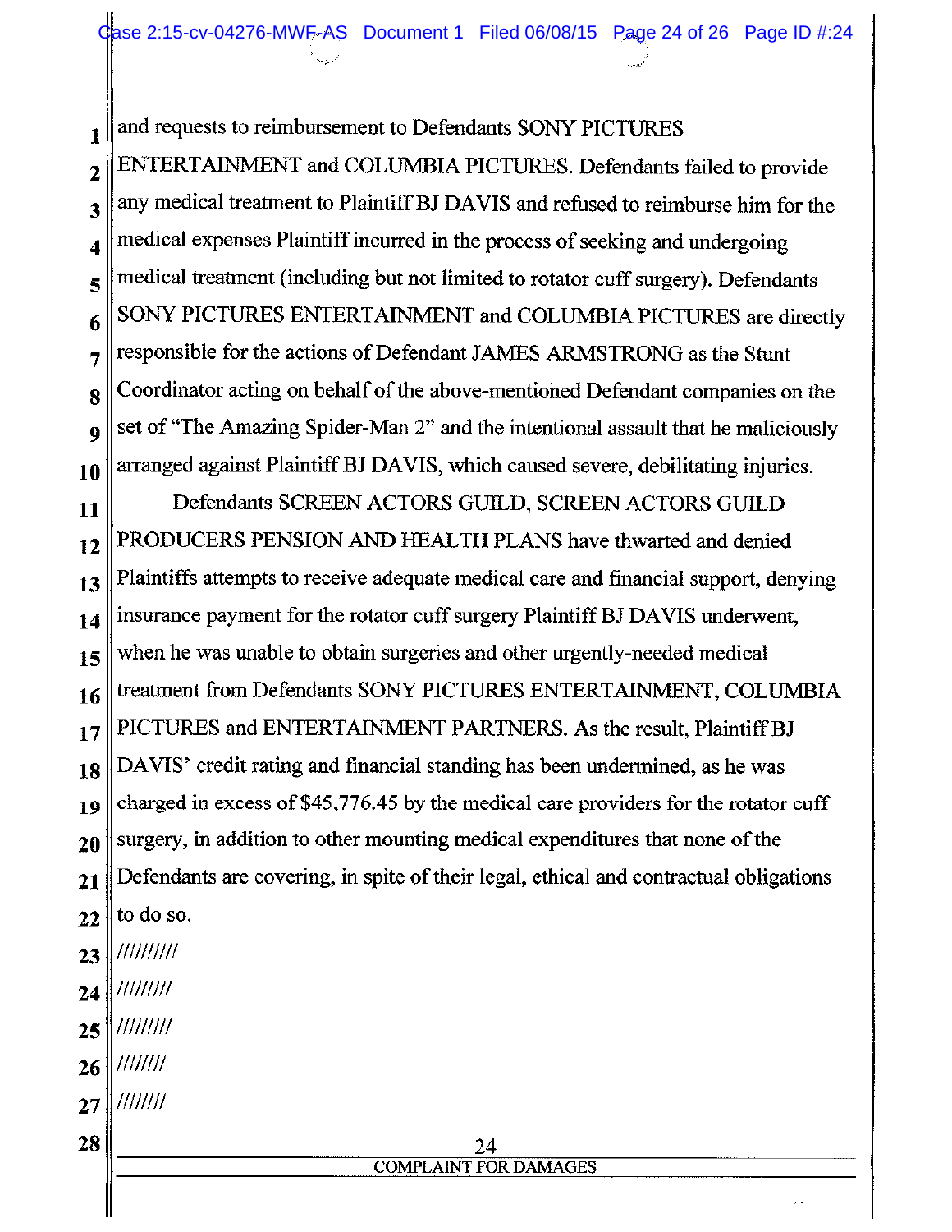and requests to reimbursement to Defendants SONY PICTURES ENTERTAINMENT and COLUMBIA PICTURES. Defendants failed to provide any medical treatment to Plaintiff BJ DAVIS and refused to reimburse him for the medical expenses Plaintiff incurred in the process of seeking and undergoing medical treatment (including but not limited to rotator cuff surgery). Defendants SONY PICTURES ENTERTAINMENT and COLUMBIA PICTURES are directly responsible for the actions of Defendant JAMES ARMSTRONG as the Stunt Coordinator acting on behalf of the above-mentioned Defendant companies on the set of "The Amazing Spider-Man 2" and the intentional assault that he maliciously arranged against Plaintiff BJ DAVIS, which caused severe, debilitating injuries.

Defendants SCREEN ACTORS GUILD, SCREEN ACTORS GUILD PRODUCERS PENSION AND HEALTH PLANS have thwarted and denied Plaintiffs attempts to receive adequate medical care and financial support, denying insurance payment for the rotator cuff surgery Plaintiff BJ DAVIS underwent, when he was unable to obtain surgeries and other urgently-needed medical treatment from Defendants SONY PICTURES ENTERTAINMENT, COLUMBIA PICTURES and ENTERTAINMENT PARTNERS. As the result, Plaintiff BJ DAVIS' credit rating and financial standing has been undermined, as he was charged in excess of $45,776.45 by the medical care providers for the rotator cuff surgery, in addition to other mounting medical expenditures that none of the Defendants are covering, in spite of their legal, ethical and contractual obligations to do so.

/////////

////////

////////

///////

///////

COMPLAINT FOR DAMAGES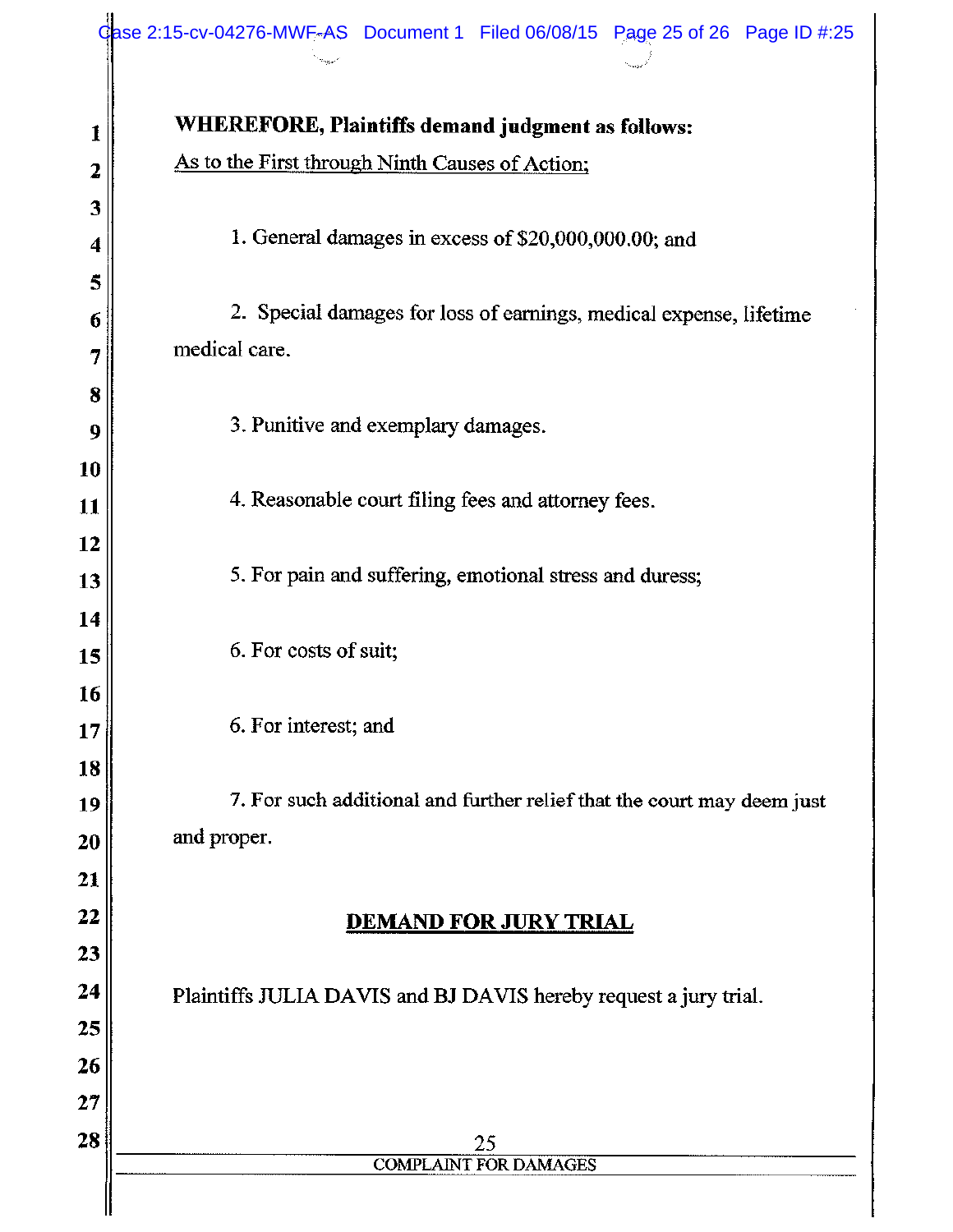**WHEREFORE, Plaintiffs demand judgment as follows:**

As to the First through Ninth Causes of Action;

1. General damages in excess of $20,000,000.00; and

2. Special damages for loss of earnings, medical expense, lifetime medical care.

3. Punitive and exemplary damages.

4. Reasonable court filing fees and attorney fees.

5. For pain and suffering, emotional stress and duress;

6. For costs of suit;

6. For interest; and

7. For such additional and further relief that the court may deem just and proper.

## DEMAND FOR JURY TRIAL

Plaintiffs JULIA DAVIS and BJ DAVIS hereby request a jury trial.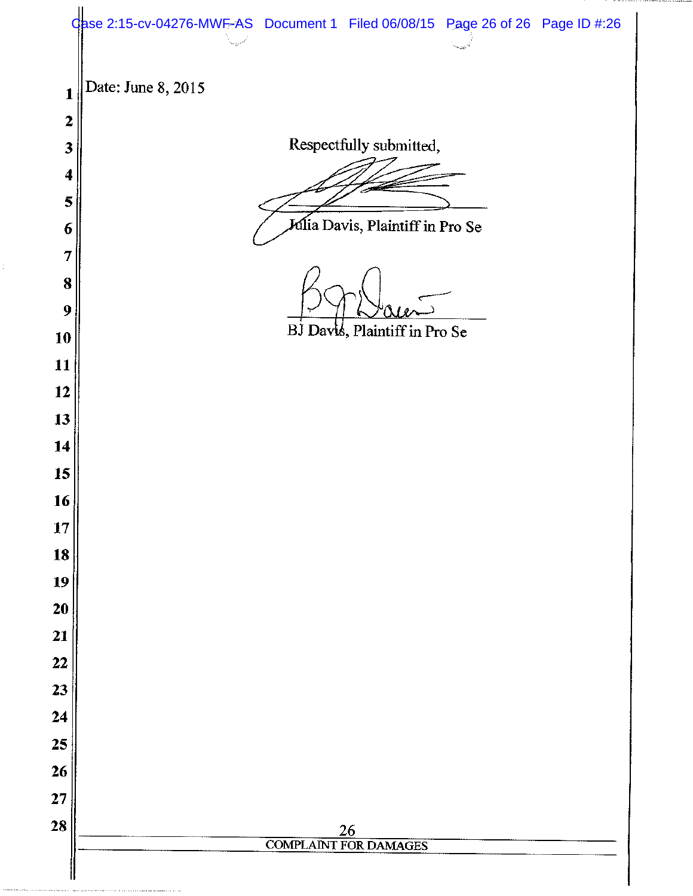Date: June 8, 2015

Respectfully submitted,

Julia Davis, Plaintiff in Pro Se

BJ Davis, Plaintiff in Pro Se